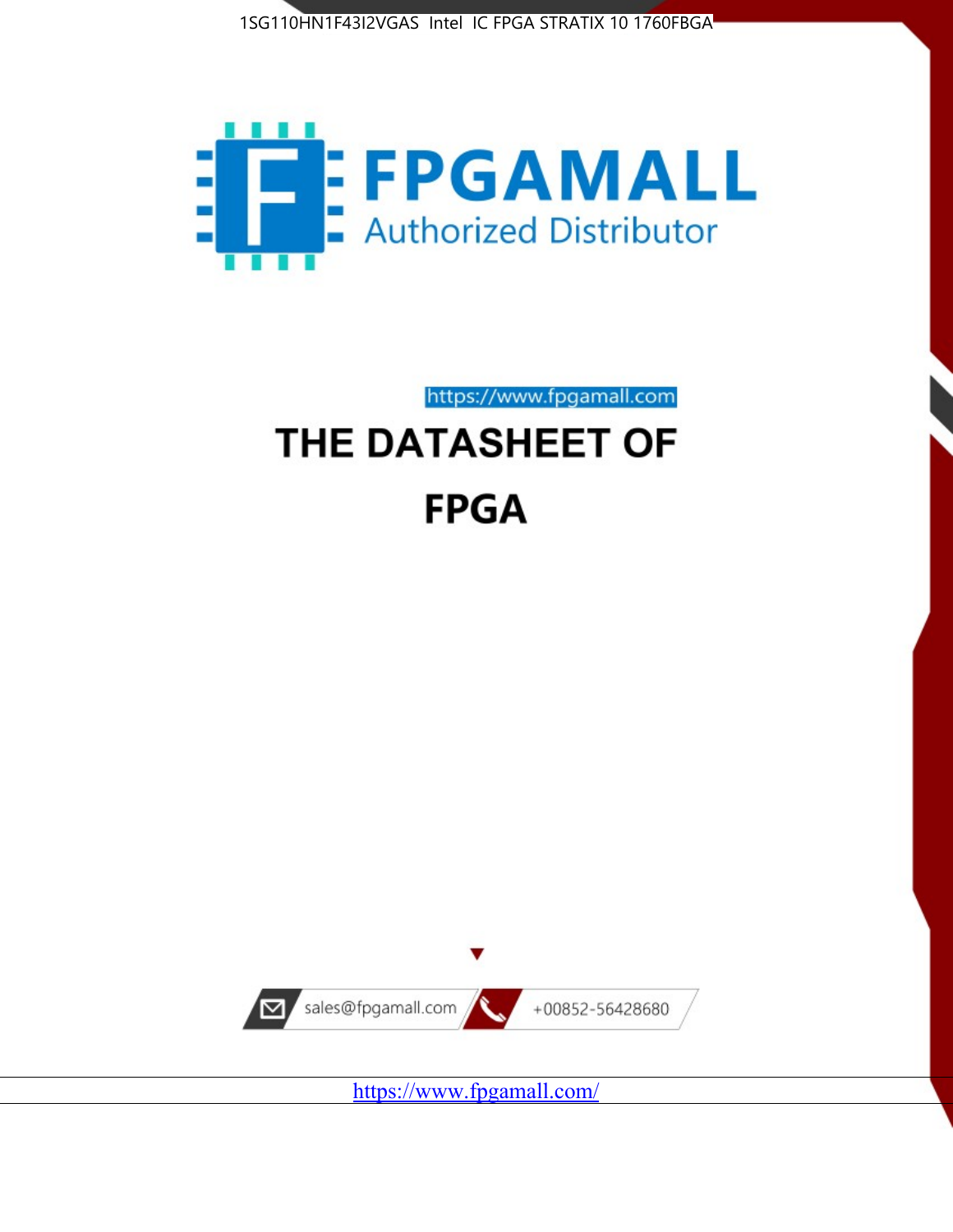1SG110HN1F43I2VGAS Intel IC FPGA STRATIX 10 1760FBGA

FPGAMALL

Authorized Distributor

https://www.fpgamall.com

# THE DATASHEET OF

# FPGA

sales@fpgamall.com

+00852-56428680

https://www.fpgamall.com/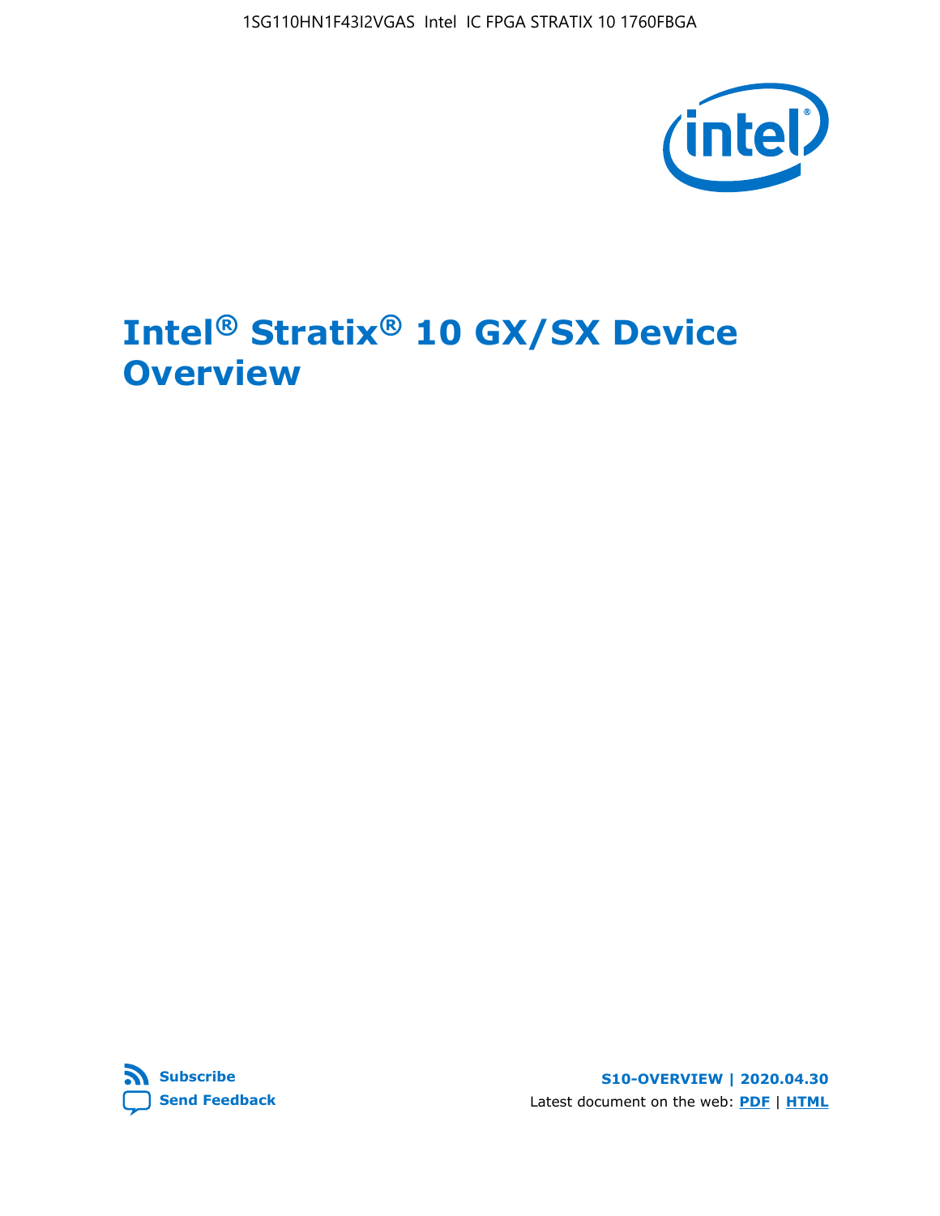# Intel® Stratix® 10 GX/SX Device Overview

Latest document on the web: PDF | HTML

Subscribe

Send Feedback

S10-OVERVIEW | 2020.04.30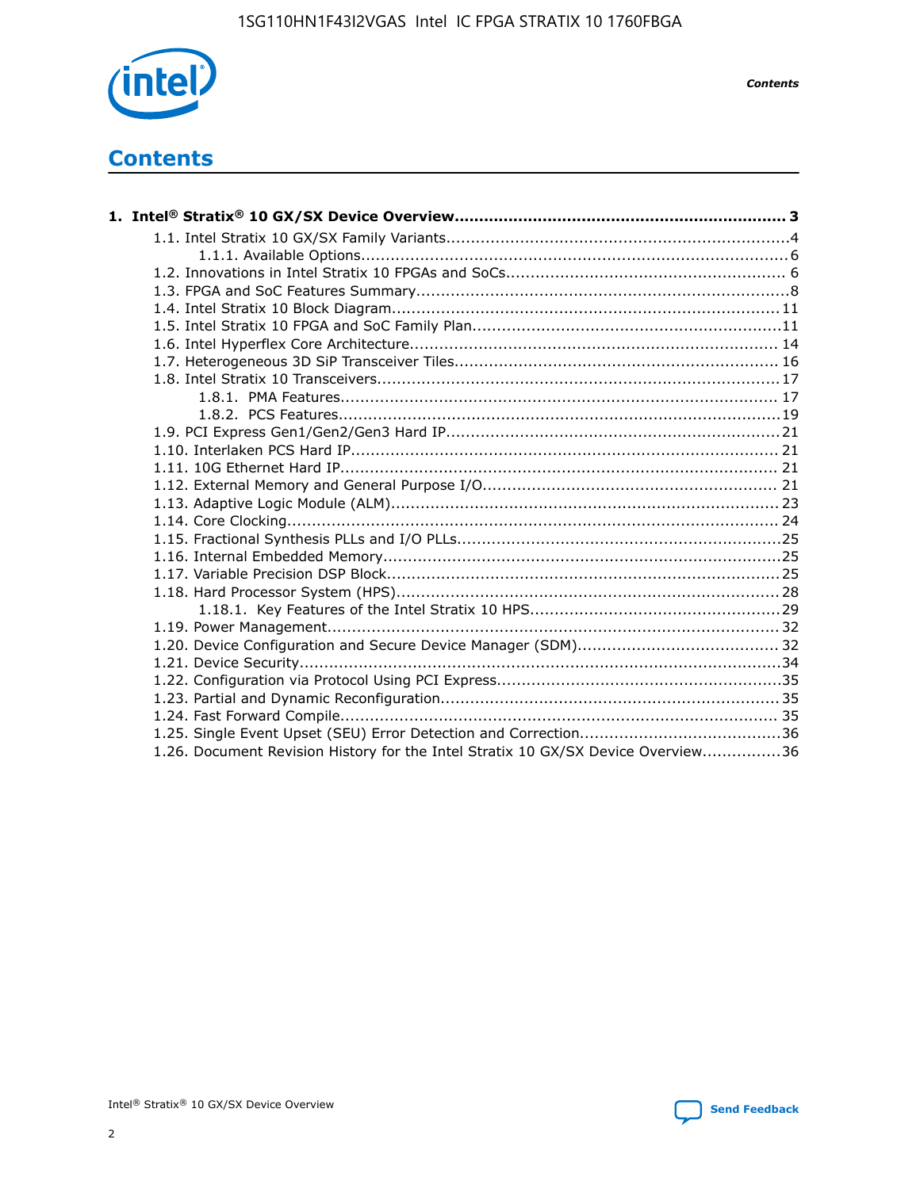# Contents

**1. Intel® Stratix® 10 GX/SX Device Overview................................................................... 3**

- 1.1. Intel Stratix 10 GX/SX Family Variants.....................................................................4
  - 1.1.1. Available Options.......................................................................................6
- 1.2. Innovations in Intel Stratix 10 FPGAs and SoCs......................................................... 6
- 1.3. FPGA and SoC Features Summary............................................................................8
- 1.4. Intel Stratix 10 Block Diagram............................................................................... 11
- 1.5. Intel Stratix 10 FPGA and SoC Family Plan...............................................................11
- 1.6. Intel Hyperflex Core Architecture........................................................................... 14
- 1.7. Heterogeneous 3D SiP Transceiver Tiles.................................................................. 16
- 1.8. Intel Stratix 10 Transceivers.................................................................................. 17
  - 1.8.1. PMA Features.......................................................................................... 17
  - 1.8.2. PCS Features...........................................................................................19
- 1.9. PCI Express Gen1/Gen2/Gen3 Hard IP.................................................................... 21
- 1.10. Interlaken PCS Hard IP........................................................................................ 21
- 1.11. 10G Ethernet Hard IP.......................................................................................... 21
- 1.12. External Memory and General Purpose I/O............................................................. 21
- 1.13. Adaptive Logic Module (ALM)................................................................................ 23
- 1.14. Core Clocking..................................................................................................... 24
- 1.15. Fractional Synthesis PLLs and I/O PLLs..................................................................25
- 1.16. Internal Embedded Memory..................................................................................25
- 1.17. Variable Precision DSP Block.................................................................................25
- 1.18. Hard Processor System (HPS)...............................................................................28
  - 1.18.1. Key Features of the Intel Stratix 10 HPS...................................................29
- 1.19. Power Management............................................................................................ 32
- 1.20. Device Configuration and Secure Device Manager (SDM).......................................... 32
- 1.21. Device Security...................................................................................................34
- 1.22. Configuration via Protocol Using PCI Express...........................................................35
- 1.23. Partial and Dynamic Reconfiguration......................................................................35
- 1.24. Fast Forward Compile.......................................................................................... 35
- 1.25. Single Event Upset (SEU) Error Detection and Correction.........................................36
- 1.26. Document Revision History for the Intel Stratix 10 GX/SX Device Overview................36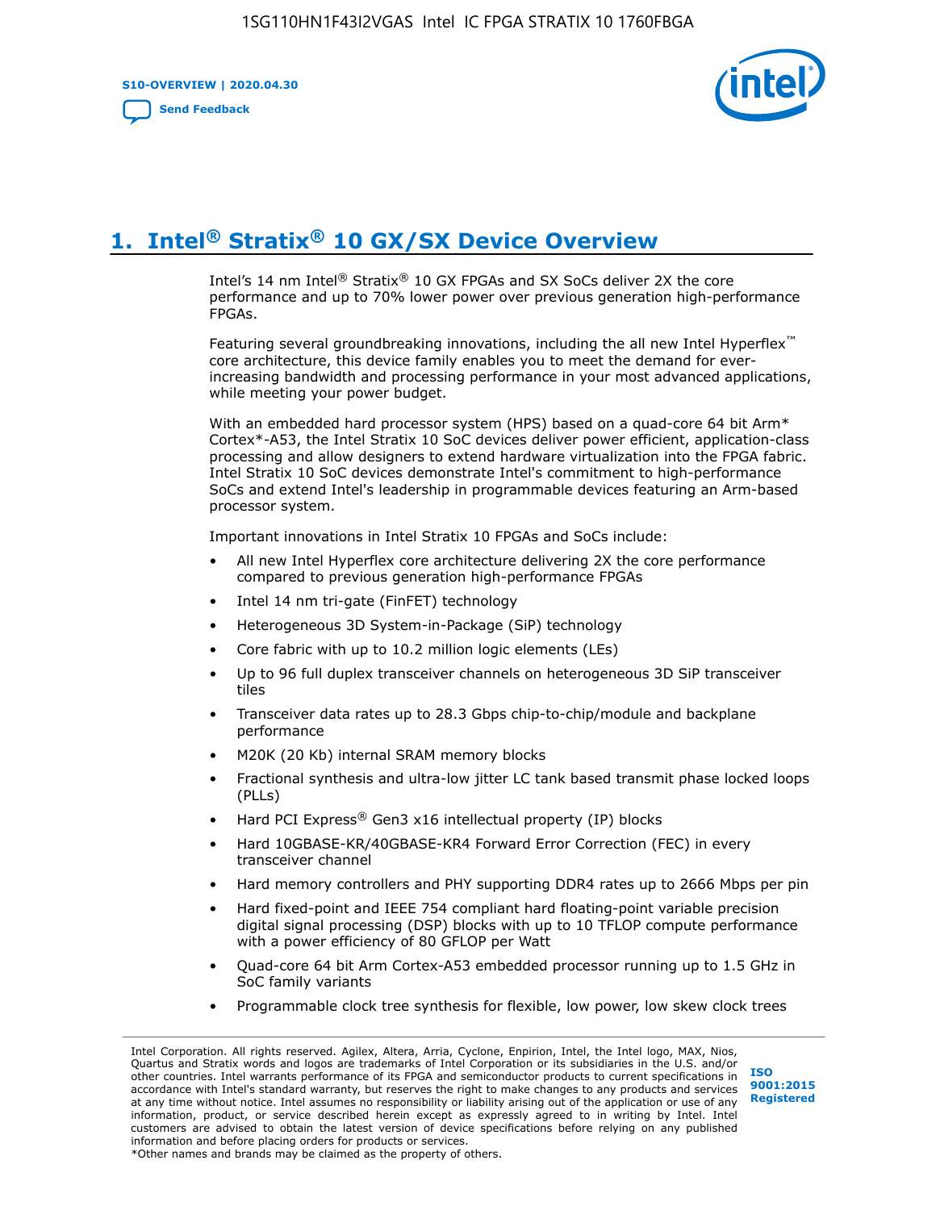# 1. Intel® Stratix® 10 GX/SX Device Overview

Intel's 14 nm Intel® Stratix® 10 GX FPGAs and SX SoCs deliver 2X the core performance and up to 70% lower power over previous generation high-performance FPGAs.

Featuring several groundbreaking innovations, including the all new Intel Hyperflex™ core architecture, this device family enables you to meet the demand for ever-increasing bandwidth and processing performance in your most advanced applications, while meeting your power budget.

With an embedded hard processor system (HPS) based on a quad-core 64 bit Arm* Cortex*-A53, the Intel Stratix 10 SoC devices deliver power efficient, application-class processing and allow designers to extend hardware virtualization into the FPGA fabric. Intel Stratix 10 SoC devices demonstrate Intel's commitment to high-performance SoCs and extend Intel's leadership in programmable devices featuring an Arm-based processor system.

Important innovations in Intel Stratix 10 FPGAs and SoCs include:

- All new Intel Hyperflex core architecture delivering 2X the core performance compared to previous generation high-performance FPGAs
- Intel 14 nm tri-gate (FinFET) technology
- Heterogeneous 3D System-in-Package (SiP) technology
- Core fabric with up to 10.2 million logic elements (LEs)
- Up to 96 full duplex transceiver channels on heterogeneous 3D SiP transceiver tiles
- Transceiver data rates up to 28.3 Gbps chip-to-chip/module and backplane performance
- M20K (20 Kb) internal SRAM memory blocks
- Fractional synthesis and ultra-low jitter LC tank based transmit phase locked loops (PLLs)
- Hard PCI Express® Gen3 x16 intellectual property (IP) blocks
- Hard 10GBASE-KR/40GBASE-KR4 Forward Error Correction (FEC) in every transceiver channel
- Hard memory controllers and PHY supporting DDR4 rates up to 2666 Mbps per pin
- Hard fixed-point and IEEE 754 compliant hard floating-point variable precision digital signal processing (DSP) blocks with up to 10 TFLOP compute performance with a power efficiency of 80 GFLOP per Watt
- Quad-core 64 bit Arm Cortex-A53 embedded processor running up to 1.5 GHz in SoC family variants
- Programmable clock tree synthesis for flexible, low power, low skew clock trees

Intel Corporation. All rights reserved. Agilex, Altera, Arria, Cyclone, Enpirion, Intel, the Intel logo, MAX, Nios, Quartus and Stratix words and logos are trademarks of Intel Corporation or its subsidiaries in the U.S. and/or other countries. Intel warrants performance of its FPGA and semiconductor products to current specifications in accordance with Intel's standard warranty, but reserves the right to make changes to any products and services at any time without notice. Intel assumes no responsibility or liability arising out of the application or use of any information, product, or service described herein except as expressly agreed to in writing by Intel. Intel customers are advised to obtain the latest version of device specifications before relying on any published information and before placing orders for products or services.
*Other names and brands may be claimed as the property of others.

ISO 9001:2015 Registered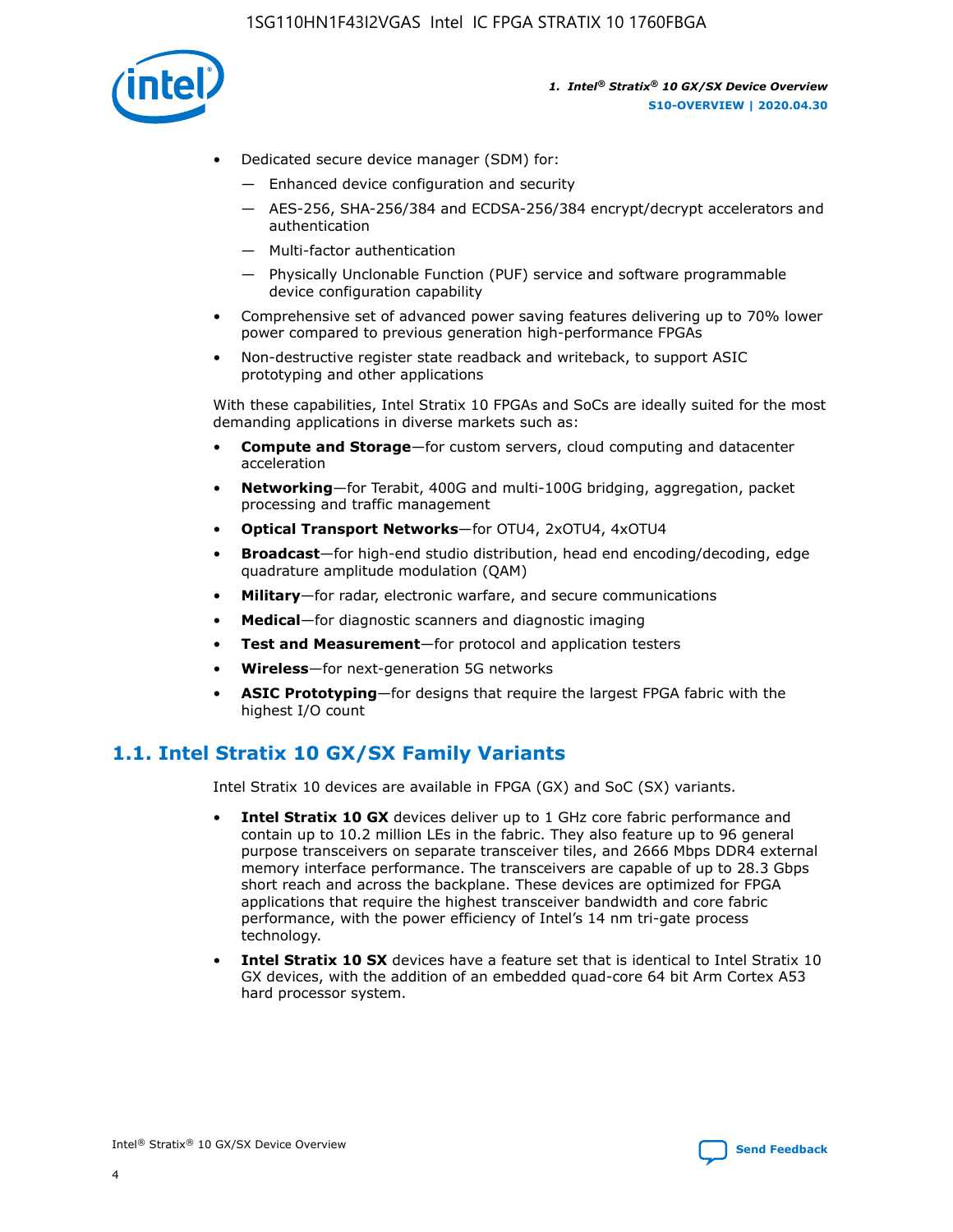- Dedicated secure device manager (SDM) for:
  - — Enhanced device configuration and security
  - — AES-256, SHA-256/384 and ECDSA-256/384 encrypt/decrypt accelerators and authentication
  - — Multi-factor authentication
  - — Physically Unclonable Function (PUF) service and software programmable device configuration capability
- Comprehensive set of advanced power saving features delivering up to 70% lower power compared to previous generation high-performance FPGAs
- Non-destructive register state readback and writeback, to support ASIC prototyping and other applications

With these capabilities, Intel Stratix 10 FPGAs and SoCs are ideally suited for the most demanding applications in diverse markets such as:

- **Compute and Storage**—for custom servers, cloud computing and datacenter acceleration
- **Networking**—for Terabit, 400G and multi-100G bridging, aggregation, packet processing and traffic management
- **Optical Transport Networks**—for OTU4, 2xOTU4, 4xOTU4
- **Broadcast**—for high-end studio distribution, head end encoding/decoding, edge quadrature amplitude modulation (QAM)
- **Military**—for radar, electronic warfare, and secure communications
- **Medical**—for diagnostic scanners and diagnostic imaging
- **Test and Measurement**—for protocol and application testers
- **Wireless**—for next-generation 5G networks
- **ASIC Prototyping**—for designs that require the largest FPGA fabric with the highest I/O count

## 1.1. Intel Stratix 10 GX/SX Family Variants

Intel Stratix 10 devices are available in FPGA (GX) and SoC (SX) variants.

- **Intel Stratix 10 GX** devices deliver up to 1 GHz core fabric performance and contain up to 10.2 million LEs in the fabric. They also feature up to 96 general purpose transceivers on separate transceiver tiles, and 2666 Mbps DDR4 external memory interface performance. The transceivers are capable of up to 28.3 Gbps short reach and across the backplane. These devices are optimized for FPGA applications that require the highest transceiver bandwidth and core fabric performance, with the power efficiency of Intel's 14 nm tri-gate process technology.
- **Intel Stratix 10 SX** devices have a feature set that is identical to Intel Stratix 10 GX devices, with the addition of an embedded quad-core 64 bit Arm Cortex A53 hard processor system.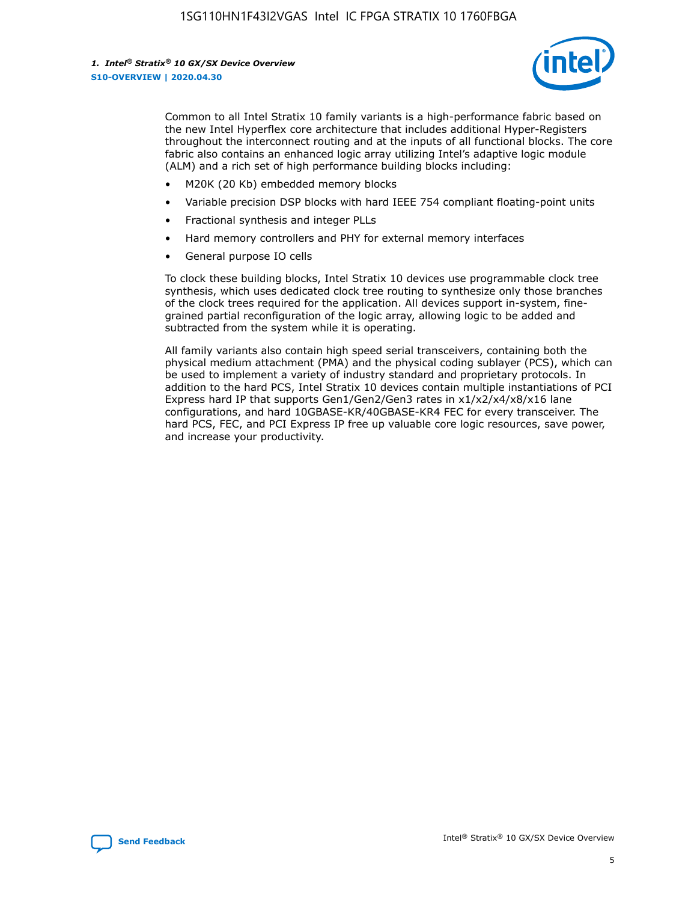Common to all Intel Stratix 10 family variants is a high-performance fabric based on the new Intel Hyperflex core architecture that includes additional Hyper-Registers throughout the interconnect routing and at the inputs of all functional blocks. The core fabric also contains an enhanced logic array utilizing Intel's adaptive logic module (ALM) and a rich set of high performance building blocks including:

- M20K (20 Kb) embedded memory blocks
- Variable precision DSP blocks with hard IEEE 754 compliant floating-point units
- Fractional synthesis and integer PLLs
- Hard memory controllers and PHY for external memory interfaces
- General purpose IO cells

To clock these building blocks, Intel Stratix 10 devices use programmable clock tree synthesis, which uses dedicated clock tree routing to synthesize only those branches of the clock trees required for the application. All devices support in-system, fine-grained partial reconfiguration of the logic array, allowing logic to be added and subtracted from the system while it is operating.

All family variants also contain high speed serial transceivers, containing both the physical medium attachment (PMA) and the physical coding sublayer (PCS), which can be used to implement a variety of industry standard and proprietary protocols. In addition to the hard PCS, Intel Stratix 10 devices contain multiple instantiations of PCI Express hard IP that supports Gen1/Gen2/Gen3 rates in x1/x2/x4/x8/x16 lane configurations, and hard 10GBASE-KR/40GBASE-KR4 FEC for every transceiver. The hard PCS, FEC, and PCI Express IP free up valuable core logic resources, save power, and increase your productivity.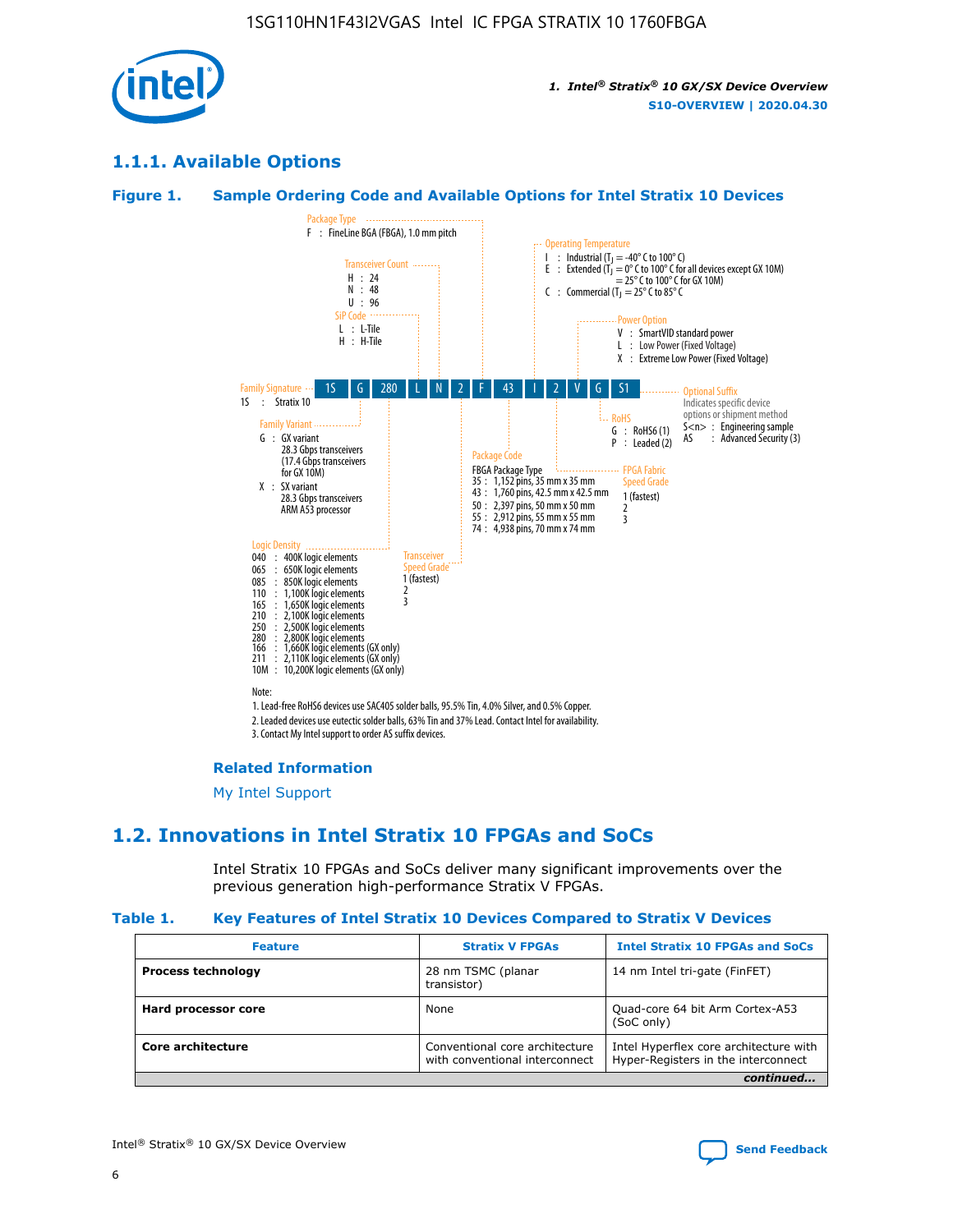## 1.1.1. Available Options

### Figure 1. Sample Ordering Code and Available Options for Intel Stratix 10 Devices

| 1S | G | 280 | L | N | 2 | F | 43 | I | 2 | V | G | S1 |
|---|---|---|---|---|---|---|---|---|---|---|---|---|

**Family Signature**
1S : Stratix 10

**Family Variant**
G : GX variant
28.3 Gbps transceivers
(17.4 Gbps transceivers for GX 10M)
X : SX variant
28.3 Gbps transceivers
ARM A53 processor

**Logic Density**
040 : 400K logic elements
065 : 650K logic elements
085 : 850K logic elements
110 : 1,100K logic elements
165 : 1,650K logic elements
210 : 2,100K logic elements
250 : 2,500K logic elements
280 : 2,800K logic elements
166 : 1,660K logic elements (GX only)
211 : 2,110K logic elements (GX only)
10M : 10,200K logic elements (GX only)

**SiP Code**
L : L-Tile
H : H-Tile

**Transceiver Count**
H : 24
N : 48
U : 96

**Transceiver Speed Grade**
1 (fastest)
2
3

**Package Type**
F : FineLine BGA (FBGA), 1.0 mm pitch

**Package Code**
FBGA Package Type
35 : 1,152 pins, 35 mm x 35 mm
43 : 1,760 pins, 42.5 mm x 42.5 mm
50 : 2,397 pins, 50 mm x 50 mm
55 : 2,912 pins, 55 mm x 55 mm
74 : 4,938 pins, 70 mm x 74 mm

**Operating Temperature**
I : Industrial ($T_J$ = -40° C to 100° C)
E : Extended ($T_J$ = 0° C to 100° C for all devices except GX 10M)
= 25° C to 100° C for GX 10M)
C : Commercial ($T_J$ = 25° C to 85° C

**FPGA Fabric Speed Grade**
1 (fastest)
2
3

**Power Option**
V : SmartVID standard power
L : Low Power (Fixed Voltage)
X : Extreme Low Power (Fixed Voltage)

**RoHS**
G : RoHS6 (1)
P : Leaded (2)

**Optional Suffix**
Indicates specific device options or shipment method
S<n> : Engineering sample
AS : Advanced Security (3)

Note:
1. Lead-free RoHS6 devices use SAC405 solder balls, 95.5% Tin, 4.0% Silver, and 0.5% Copper.
2. Leaded devices use eutectic solder balls, 63% Tin and 37% Lead. Contact Intel for availability.
3. Contact My Intel support to order AS suffix devices.

#### Related Information

My Intel Support

## 1.2. Innovations in Intel Stratix 10 FPGAs and SoCs

Intel Stratix 10 FPGAs and SoCs deliver many significant improvements over the previous generation high-performance Stratix V FPGAs.

### Table 1. Key Features of Intel Stratix 10 Devices Compared to Stratix V Devices

| Feature | Stratix V FPGAs | Intel Stratix 10 FPGAs and SoCs |
|---|---|---|
| **Process technology** | 28 nm TSMC (planar transistor) | 14 nm Intel tri-gate (FinFET) |
| **Hard processor core** | None | Quad-core 64 bit Arm Cortex-A53 (SoC only) |
| **Core architecture** | Conventional core architecture with conventional interconnect | Intel Hyperflex core architecture with Hyper-Registers in the interconnect |

*continued...*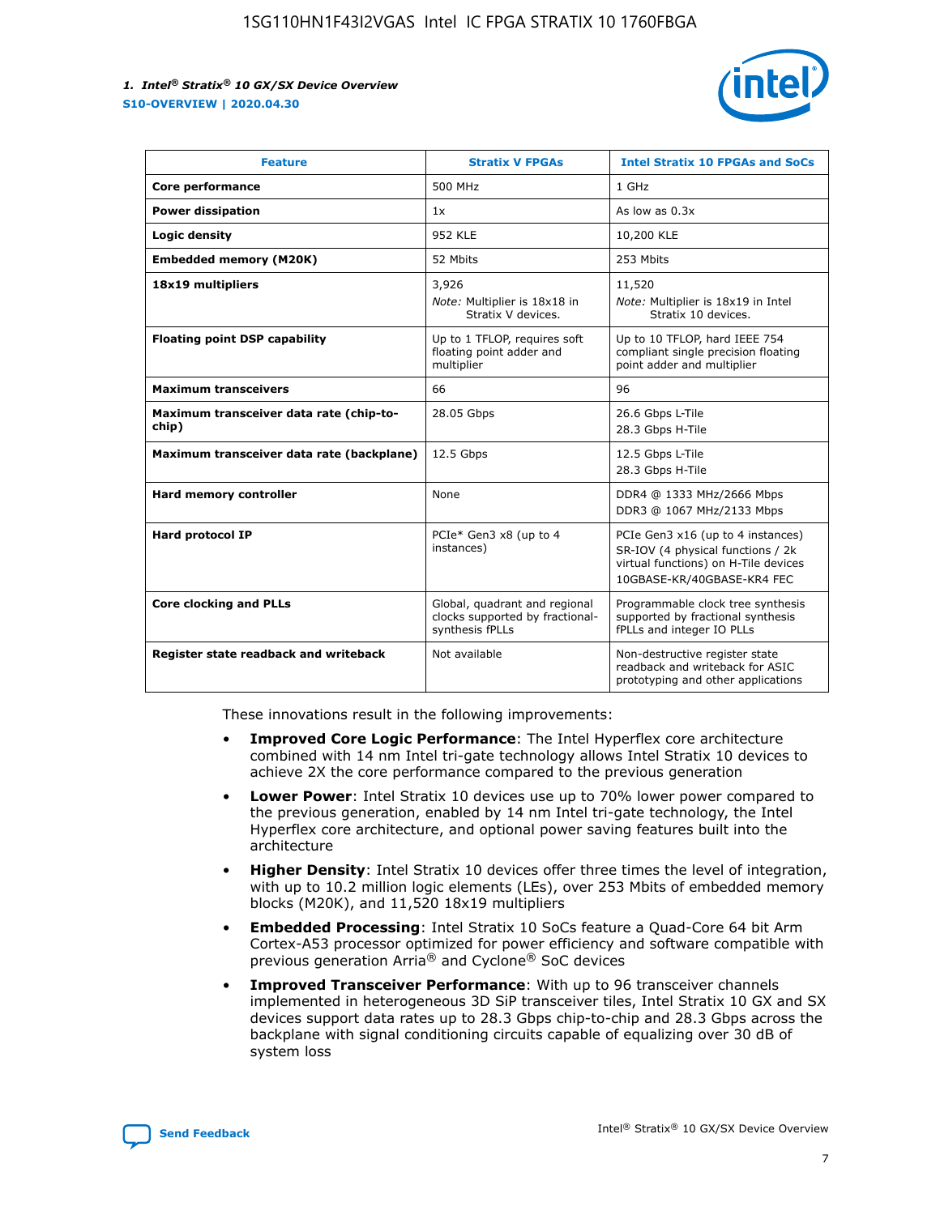| Feature | Stratix V FPGAs | Intel Stratix 10 FPGAs and SoCs |
| --- | --- | --- |
| Core performance | 500 MHz | 1 GHz |
| Power dissipation | 1x | As low as 0.3x |
| Logic density | 952 KLE | 10,200 KLE |
| Embedded memory (M20K) | 52 Mbits | 253 Mbits |
| 18x19 multipliers | 3,926 *Note:* Multiplier is 18x18 in Stratix V devices. | 11,520 *Note:* Multiplier is 18x19 in Intel Stratix 10 devices. |
| Floating point DSP capability | Up to 1 TFLOP, requires soft floating point adder and multiplier | Up to 10 TFLOP, hard IEEE 754 compliant single precision floating point adder and multiplier |
| Maximum transceivers | 66 | 96 |
| Maximum transceiver data rate (chip-to-chip) | 28.05 Gbps | 26.6 Gbps L-Tile 28.3 Gbps H-Tile |
| Maximum transceiver data rate (backplane) | 12.5 Gbps | 12.5 Gbps L-Tile 28.3 Gbps H-Tile |
| Hard memory controller | None | DDR4 @ 1333 MHz/2666 Mbps DDR3 @ 1067 MHz/2133 Mbps |
| Hard protocol IP | PCIe* Gen3 x8 (up to 4 instances) | PCIe Gen3 x16 (up to 4 instances) SR-IOV (4 physical functions / 2k virtual functions) on H-Tile devices 10GBASE-KR/40GBASE-KR4 FEC |
| Core clocking and PLLs | Global, quadrant and regional clocks supported by fractional-synthesis fPLLs | Programmable clock tree synthesis supported by fractional synthesis fPLLs and integer IO PLLs |
| Register state readback and writeback | Not available | Non-destructive register state readback and writeback for ASIC prototyping and other applications |

These innovations result in the following improvements:

- **Improved Core Logic Performance**: The Intel Hyperflex core architecture combined with 14 nm Intel tri-gate technology allows Intel Stratix 10 devices to achieve 2X the core performance compared to the previous generation
- **Lower Power**: Intel Stratix 10 devices use up to 70% lower power compared to the previous generation, enabled by 14 nm Intel tri-gate technology, the Intel Hyperflex core architecture, and optional power saving features built into the architecture
- **Higher Density**: Intel Stratix 10 devices offer three times the level of integration, with up to 10.2 million logic elements (LEs), over 253 Mbits of embedded memory blocks (M20K), and 11,520 18x19 multipliers
- **Embedded Processing**: Intel Stratix 10 SoCs feature a Quad-Core 64 bit Arm Cortex-A53 processor optimized for power efficiency and software compatible with previous generation Arria® and Cyclone® SoC devices
- **Improved Transceiver Performance**: With up to 96 transceiver channels implemented in heterogeneous 3D SiP transceiver tiles, Intel Stratix 10 GX and SX devices support data rates up to 28.3 Gbps chip-to-chip and 28.3 Gbps across the backplane with signal conditioning circuits capable of equalizing over 30 dB of system loss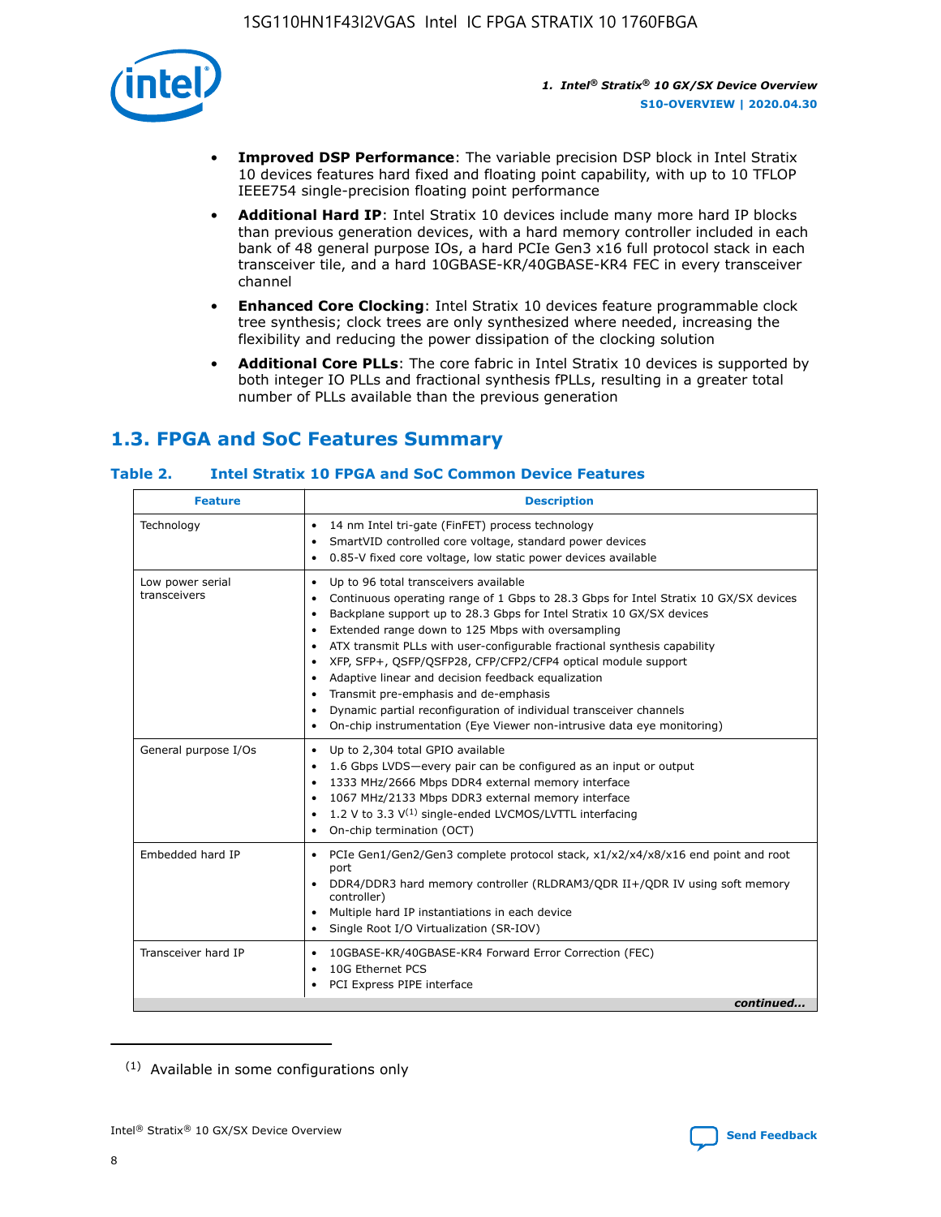- **Improved DSP Performance**: The variable precision DSP block in Intel Stratix 10 devices features hard fixed and floating point capability, with up to 10 TFLOP IEEE754 single-precision floating point performance
- **Additional Hard IP**: Intel Stratix 10 devices include many more hard IP blocks than previous generation devices, with a hard memory controller included in each bank of 48 general purpose IOs, a hard PCIe Gen3 x16 full protocol stack in each transceiver tile, and a hard 10GBASE-KR/40GBASE-KR4 FEC in every transceiver channel
- **Enhanced Core Clocking**: Intel Stratix 10 devices feature programmable clock tree synthesis; clock trees are only synthesized where needed, increasing the flexibility and reducing the power dissipation of the clocking solution
- **Additional Core PLLs**: The core fabric in Intel Stratix 10 devices is supported by both integer IO PLLs and fractional synthesis fPLLs, resulting in a greater total number of PLLs available than the previous generation

## 1.3. FPGA and SoC Features Summary

### Table 2. Intel Stratix 10 FPGA and SoC Common Device Features

| Feature | Description |
|---|---|
| Technology | • 14 nm Intel tri-gate (FinFET) process technology<br>• SmartVID controlled core voltage, standard power devices<br>• 0.85-V fixed core voltage, low static power devices available |
| Low power serial transceivers | • Up to 96 total transceivers available<br>• Continuous operating range of 1 Gbps to 28.3 Gbps for Intel Stratix 10 GX/SX devices<br>• Backplane support up to 28.3 Gbps for Intel Stratix 10 GX/SX devices<br>• Extended range down to 125 Mbps with oversampling<br>• ATX transmit PLLs with user-configurable fractional synthesis capability<br>• XFP, SFP+, QSFP/QSFP28, CFP/CFP2/CFP4 optical module support<br>• Adaptive linear and decision feedback equalization<br>• Transmit pre-emphasis and de-emphasis<br>• Dynamic partial reconfiguration of individual transceiver channels<br>• On-chip instrumentation (Eye Viewer non-intrusive data eye monitoring) |
| General purpose I/Os | • Up to 2,304 total GPIO available<br>• 1.6 Gbps LVDS—every pair can be configured as an input or output<br>• 1333 MHz/2666 Mbps DDR4 external memory interface<br>• 1067 MHz/2133 Mbps DDR3 external memory interface<br>• 1.2 V to 3.3 V[(1)] single-ended LVCMOS/LVTTL interfacing<br>• On-chip termination (OCT) |
| Embedded hard IP | • PCIe Gen1/Gen2/Gen3 complete protocol stack, x1/x2/x4/x8/x16 end point and root port<br>• DDR4/DDR3 hard memory controller (RLDRAM3/QDR II+/QDR IV using soft memory controller)<br>• Multiple hard IP instantiations in each device<br>• Single Root I/O Virtualization (SR-IOV) |
| Transceiver hard IP | • 10GBASE-KR/40GBASE-KR4 Forward Error Correction (FEC)<br>• 10G Ethernet PCS<br>• PCI Express PIPE interface |

*continued...*

(1) Available in some configurations only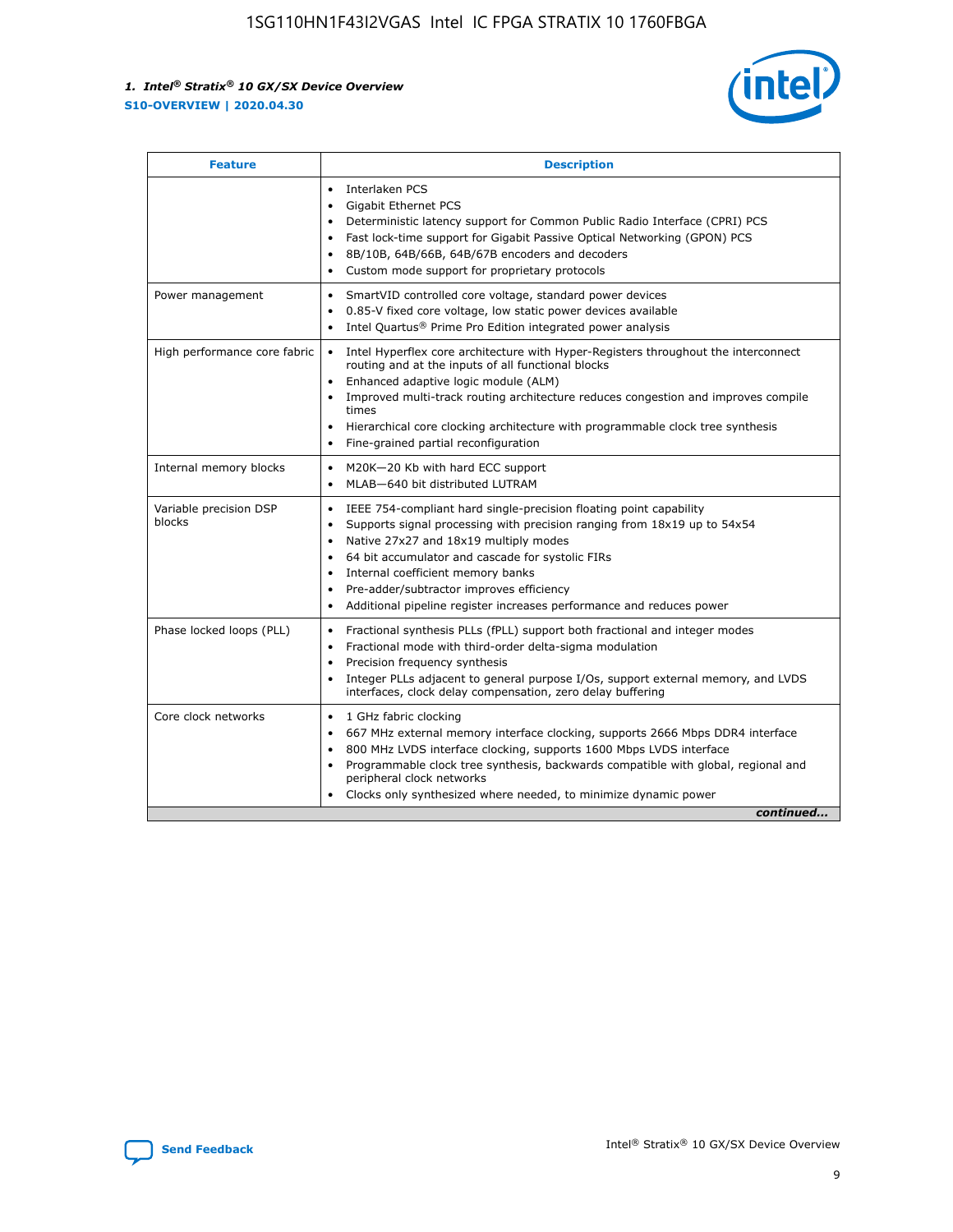| Feature | Description |
| --- | --- |
| | • Interlaken PCS<br>• Gigabit Ethernet PCS<br>• Deterministic latency support for Common Public Radio Interface (CPRI) PCS<br>• Fast lock-time support for Gigabit Passive Optical Networking (GPON) PCS<br>• 8B/10B, 64B/66B, 64B/67B encoders and decoders<br>• Custom mode support for proprietary protocols |
| Power management | • SmartVID controlled core voltage, standard power devices<br>• 0.85-V fixed core voltage, low static power devices available<br>• Intel Quartus® Prime Pro Edition integrated power analysis |
| High performance core fabric | • Intel Hyperflex core architecture with Hyper-Registers throughout the interconnect routing and at the inputs of all functional blocks<br>• Enhanced adaptive logic module (ALM)<br>• Improved multi-track routing architecture reduces congestion and improves compile times<br>• Hierarchical core clocking architecture with programmable clock tree synthesis<br>• Fine-grained partial reconfiguration |
| Internal memory blocks | • M20K—20 Kb with hard ECC support<br>• MLAB—640 bit distributed LUTRAM |
| Variable precision DSP blocks | • IEEE 754-compliant hard single-precision floating point capability<br>• Supports signal processing with precision ranging from 18x19 up to 54x54<br>• Native 27x27 and 18x19 multiply modes<br>• 64 bit accumulator and cascade for systolic FIRs<br>• Internal coefficient memory banks<br>• Pre-adder/subtractor improves efficiency<br>• Additional pipeline register increases performance and reduces power |
| Phase locked loops (PLL) | • Fractional synthesis PLLs (fPLL) support both fractional and integer modes<br>• Fractional mode with third-order delta-sigma modulation<br>• Precision frequency synthesis<br>• Integer PLLs adjacent to general purpose I/Os, support external memory, and LVDS interfaces, clock delay compensation, zero delay buffering |
| Core clock networks | • 1 GHz fabric clocking<br>• 667 MHz external memory interface clocking, supports 2666 Mbps DDR4 interface<br>• 800 MHz LVDS interface clocking, supports 1600 Mbps LVDS interface<br>• Programmable clock tree synthesis, backwards compatible with global, regional and peripheral clock networks<br>• Clocks only synthesized where needed, to minimize dynamic power |

*continued...*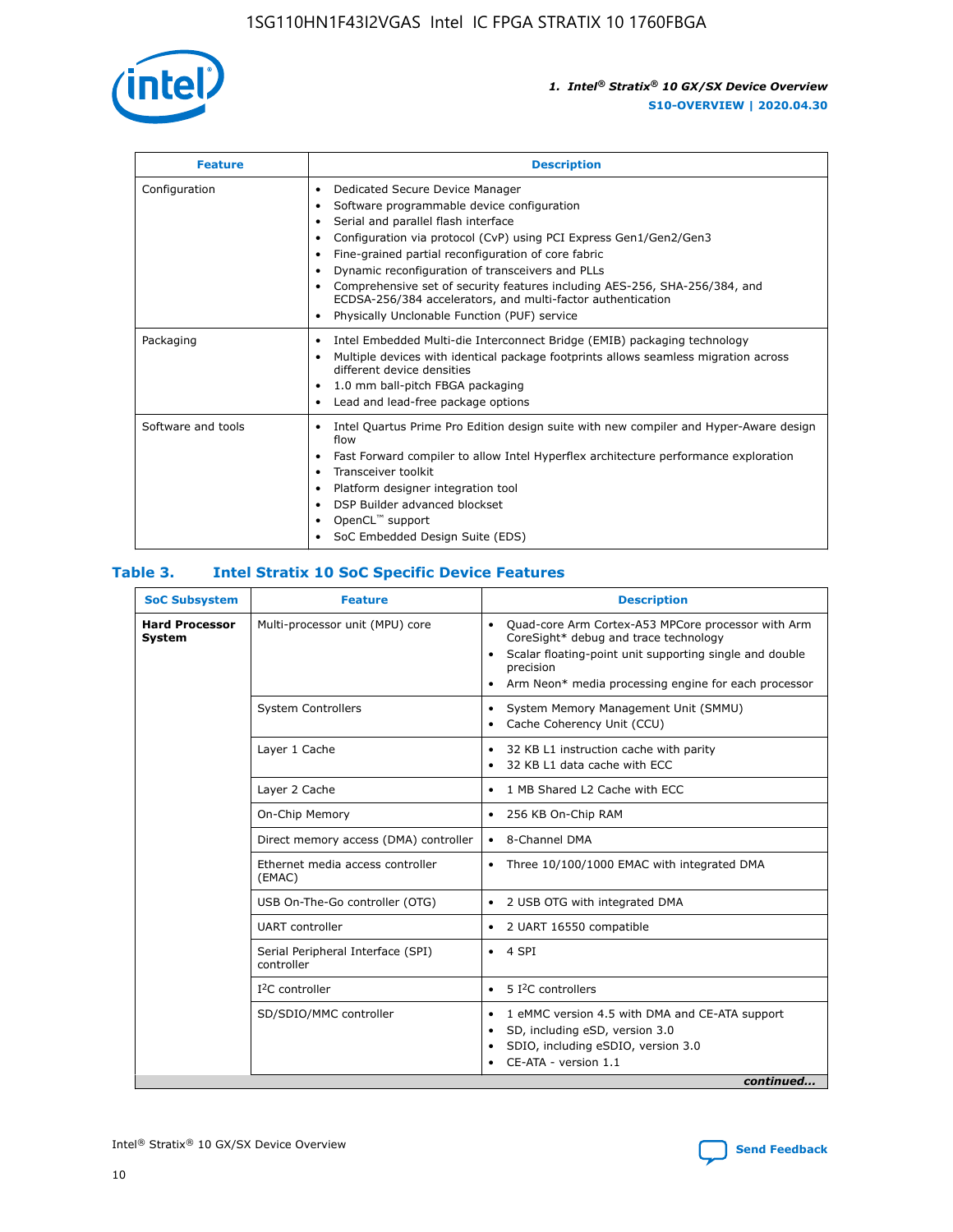| Feature | Description |
| --- | --- |
| Configuration | • Dedicated Secure Device Manager<br>• Software programmable device configuration<br>• Serial and parallel flash interface<br>• Configuration via protocol (CvP) using PCI Express Gen1/Gen2/Gen3<br>• Fine-grained partial reconfiguration of core fabric<br>• Dynamic reconfiguration of transceivers and PLLs<br>• Comprehensive set of security features including AES-256, SHA-256/384, and ECDSA-256/384 accelerators, and multi-factor authentication<br>• Physically Unclonable Function (PUF) service |
| Packaging | • Intel Embedded Multi-die Interconnect Bridge (EMIB) packaging technology<br>• Multiple devices with identical package footprints allows seamless migration across different device densities<br>• 1.0 mm ball-pitch FBGA packaging<br>• Lead and lead-free package options |
| Software and tools | • Intel Quartus Prime Pro Edition design suite with new compiler and Hyper-Aware design flow<br>• Fast Forward compiler to allow Intel Hyperflex architecture performance exploration<br>• Transceiver toolkit<br>• Platform designer integration tool<br>• DSP Builder advanced blockset<br>• OpenCL™ support<br>• SoC Embedded Design Suite (EDS) |

## Table 3. Intel Stratix 10 SoC Specific Device Features

| SoC Subsystem | Feature | Description |
| --- | --- | --- |
| **Hard Processor System** | Multi-processor unit (MPU) core | • Quad-core Arm Cortex-A53 MPCore processor with Arm CoreSight* debug and trace technology<br>• Scalar floating-point unit supporting single and double precision<br>• Arm Neon* media processing engine for each processor |
| | System Controllers | • System Memory Management Unit (SMMU)<br>• Cache Coherency Unit (CCU) |
| | Layer 1 Cache | • 32 KB L1 instruction cache with parity<br>• 32 KB L1 data cache with ECC |
| | Layer 2 Cache | • 1 MB Shared L2 Cache with ECC |
| | On-Chip Memory | • 256 KB On-Chip RAM |
| | Direct memory access (DMA) controller | • 8-Channel DMA |
| | Ethernet media access controller (EMAC) | • Three 10/100/1000 EMAC with integrated DMA |
| | USB On-The-Go controller (OTG) | • 2 USB OTG with integrated DMA |
| | UART controller | • 2 UART 16550 compatible |
| | Serial Peripheral Interface (SPI) controller | • 4 SPI |
| | I²C controller | • 5 I²C controllers |
| | SD/SDIO/MMC controller | • 1 eMMC version 4.5 with DMA and CE-ATA support<br>• SD, including eSD, version 3.0<br>• SDIO, including eSDIO, version 3.0<br>• CE-ATA - version 1.1 |

*continued...*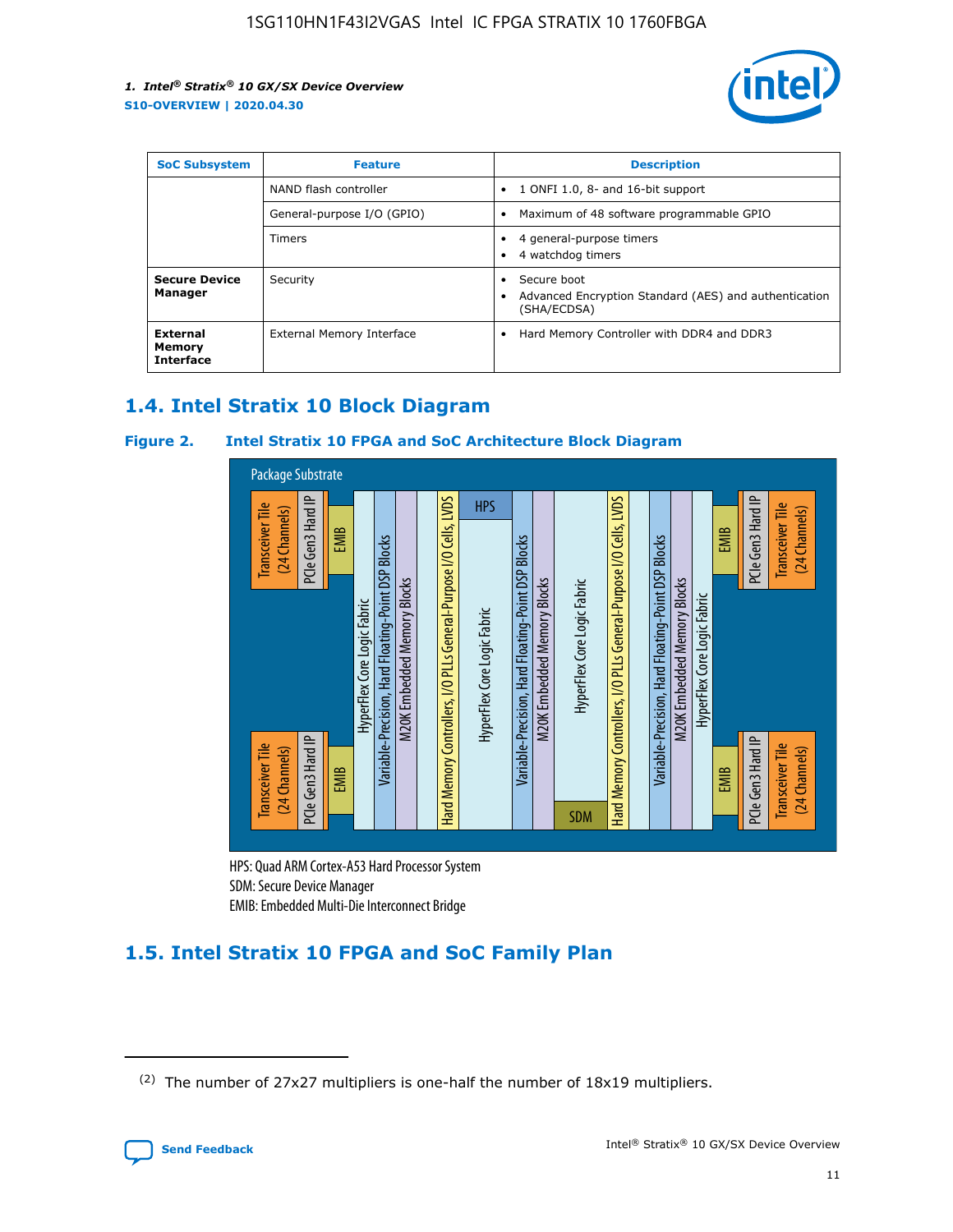| SoC Subsystem | Feature | Description |
| --- | --- | --- |
| | NAND flash controller | • 1 ONFI 1.0, 8- and 16-bit support |
| | General-purpose I/O (GPIO) | • Maximum of 48 software programmable GPIO |
| | Timers | • 4 general-purpose timers<br>• 4 watchdog timers |
| **Secure Device Manager** | Security | • Secure boot<br>• Advanced Encryption Standard (AES) and authentication (SHA/ECDSA) |
| **External Memory Interface** | External Memory Interface | • Hard Memory Controller with DDR4 and DDR3 |

## 1.4. Intel Stratix 10 Block Diagram

**Figure 2. Intel Stratix 10 FPGA and SoC Architecture Block Diagram**

Package Substrate

Transceiver Tile (24 Channels) | PCIe Gen3 Hard IP | EMIB | HyperFlex Core Logic Fabric | Variable-Precision, Hard Floating-Point DSP Blocks | M20K Embedded Memory Blocks | Hard Memory Controllers, I/O PLLs General-Purpose I/O Cells, LVDS | HPS | HyperFlex Core Logic Fabric | Variable-Precision, Hard Floating-Point DSP Blocks | M20K Embedded Memory Blocks | HyperFlex Core Logic Fabric | SDM | Hard Memory Controllers, I/O PLLs General-Purpose I/O Cells, LVDS | Variable-Precision, Hard Floating-Point DSP Blocks | M20K Embedded Memory Blocks | HyperFlex Core Logic Fabric | EMIB | PCIe Gen3 Hard IP | Transceiver Tile (24 Channels)

HPS: Quad ARM Cortex-A53 Hard Processor System
SDM: Secure Device Manager
EMIB: Embedded Multi-Die Interconnect Bridge

## 1.5. Intel Stratix 10 FPGA and SoC Family Plan

(2) The number of 27x27 multipliers is one-half the number of 18x19 multipliers.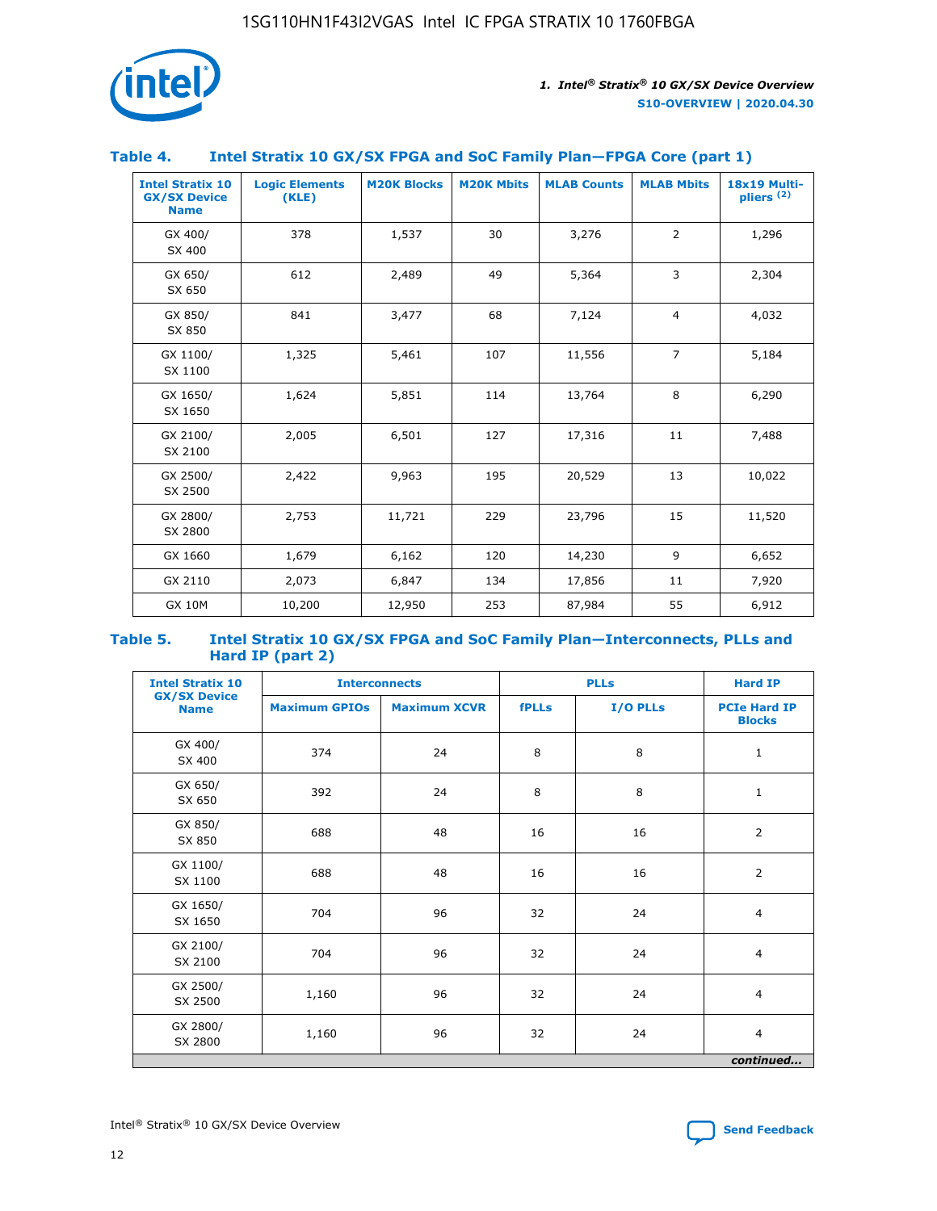## Table 4. Intel Stratix 10 GX/SX FPGA and SoC Family Plan—FPGA Core (part 1)

| Intel Stratix 10 GX/SX Device Name | Logic Elements (KLE) | M20K Blocks | M20K Mbits | MLAB Counts | MLAB Mbits | 18x19 Multipliers (2) |
|---|---|---|---|---|---|---|
| GX 400/ SX 400 | 378 | 1,537 | 30 | 3,276 | 2 | 1,296 |
| GX 650/ SX 650 | 612 | 2,489 | 49 | 5,364 | 3 | 2,304 |
| GX 850/ SX 850 | 841 | 3,477 | 68 | 7,124 | 4 | 4,032 |
| GX 1100/ SX 1100 | 1,325 | 5,461 | 107 | 11,556 | 7 | 5,184 |
| GX 1650/ SX 1650 | 1,624 | 5,851 | 114 | 13,764 | 8 | 6,290 |
| GX 2100/ SX 2100 | 2,005 | 6,501 | 127 | 17,316 | 11 | 7,488 |
| GX 2500/ SX 2500 | 2,422 | 9,963 | 195 | 20,529 | 13 | 10,022 |
| GX 2800/ SX 2800 | 2,753 | 11,721 | 229 | 23,796 | 15 | 11,520 |
| GX 1660 | 1,679 | 6,162 | 120 | 14,230 | 9 | 6,652 |
| GX 2110 | 2,073 | 6,847 | 134 | 17,856 | 11 | 7,920 |
| GX 10M | 10,200 | 12,950 | 253 | 87,984 | 55 | 6,912 |

## Table 5. Intel Stratix 10 GX/SX FPGA and SoC Family Plan—Interconnects, PLLs and Hard IP (part 2)

| Intel Stratix 10 GX/SX Device Name | Interconnects | | PLLs | | Hard IP |
|---|---|---|---|---|---|
| | Maximum GPIOs | Maximum XCVR | fPLLs | I/O PLLs | PCIe Hard IP Blocks |
| GX 400/ SX 400 | 374 | 24 | 8 | 8 | 1 |
| GX 650/ SX 650 | 392 | 24 | 8 | 8 | 1 |
| GX 850/ SX 850 | 688 | 48 | 16 | 16 | 2 |
| GX 1100/ SX 1100 | 688 | 48 | 16 | 16 | 2 |
| GX 1650/ SX 1650 | 704 | 96 | 32 | 24 | 4 |
| GX 2100/ SX 2100 | 704 | 96 | 32 | 24 | 4 |
| GX 2500/ SX 2500 | 1,160 | 96 | 32 | 24 | 4 |
| GX 2800/ SX 2800 | 1,160 | 96 | 32 | 24 | 4 |

*continued...*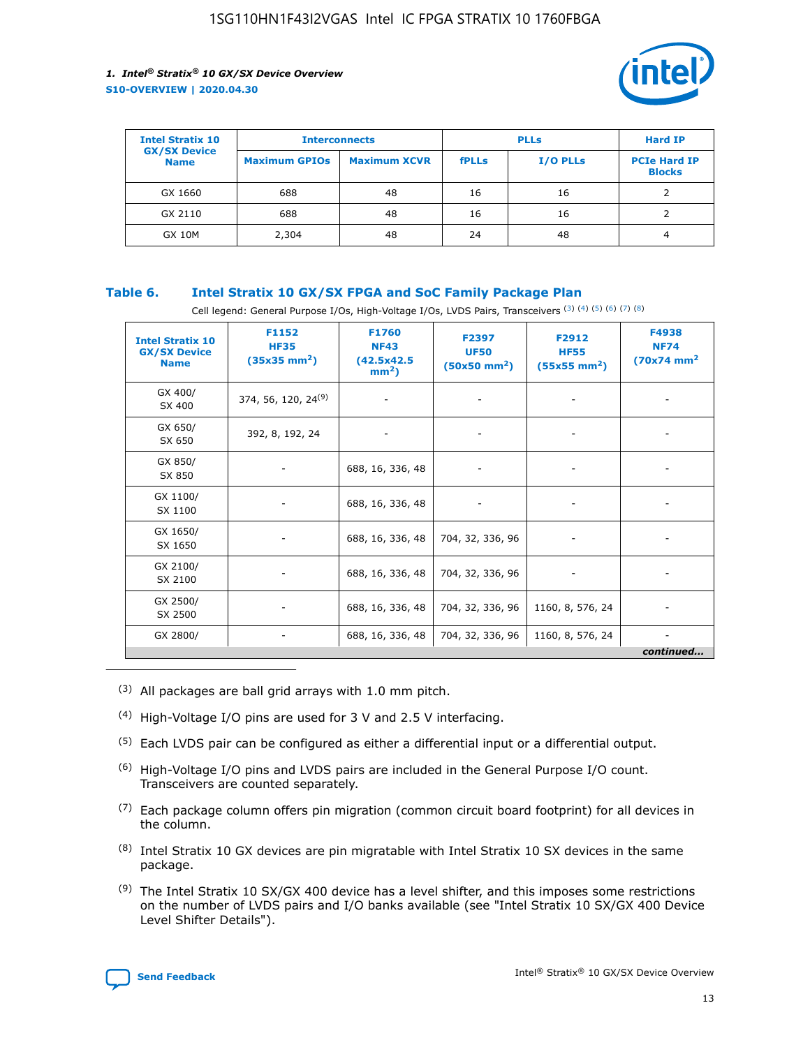| Intel Stratix 10 GX/SX Device Name | Interconnects | | PLLs | | Hard IP |
|---|---|---|---|---|---|
| | Maximum GPIOs | Maximum XCVR | fPLLs | I/O PLLs | PCIe Hard IP Blocks |
| GX 1660 | 688 | 48 | 16 | 16 | 2 |
| GX 2110 | 688 | 48 | 16 | 16 | 2 |
| GX 10M | 2,304 | 48 | 24 | 48 | 4 |

### Table 6. Intel Stratix 10 GX/SX FPGA and SoC Family Package Plan

Cell legend: General Purpose I/Os, High-Voltage I/Os, LVDS Pairs, Transceivers (3) (4) (5) (6) (7) (8)

| Intel Stratix 10 GX/SX Device Name | F1152 HF35 (35x35 mm²) | F1760 NF43 (42.5x42.5 mm²) | F2397 UF50 (50x50 mm²) | F2912 HF55 (55x55 mm²) | F4938 NF74 (70x74 mm² |
|---|---|---|---|---|---|
| GX 400/ SX 400 | 374, 56, 120, 24(9) | - | - | - | - |
| GX 650/ SX 650 | 392, 8, 192, 24 | - | - | - | - |
| GX 850/ SX 850 | - | 688, 16, 336, 48 | - | - | - |
| GX 1100/ SX 1100 | - | 688, 16, 336, 48 | - | - | - |
| GX 1650/ SX 1650 | - | 688, 16, 336, 48 | 704, 32, 336, 96 | - | - |
| GX 2100/ SX 2100 | - | 688, 16, 336, 48 | 704, 32, 336, 96 | - | - |
| GX 2500/ SX 2500 | - | 688, 16, 336, 48 | 704, 32, 336, 96 | 1160, 8, 576, 24 | - |
| GX 2800/ | - | 688, 16, 336, 48 | 704, 32, 336, 96 | 1160, 8, 576, 24 | - |

*continued...*

(3) All packages are ball grid arrays with 1.0 mm pitch.

(4) High-Voltage I/O pins are used for 3 V and 2.5 V interfacing.

(5) Each LVDS pair can be configured as either a differential input or a differential output.

(6) High-Voltage I/O pins and LVDS pairs are included in the General Purpose I/O count. Transceivers are counted separately.

(7) Each package column offers pin migration (common circuit board footprint) for all devices in the column.

(8) Intel Stratix 10 GX devices are pin migratable with Intel Stratix 10 SX devices in the same package.

(9) The Intel Stratix 10 SX/GX 400 device has a level shifter, and this imposes some restrictions on the number of LVDS pairs and I/O banks available (see "Intel Stratix 10 SX/GX 400 Device Level Shifter Details").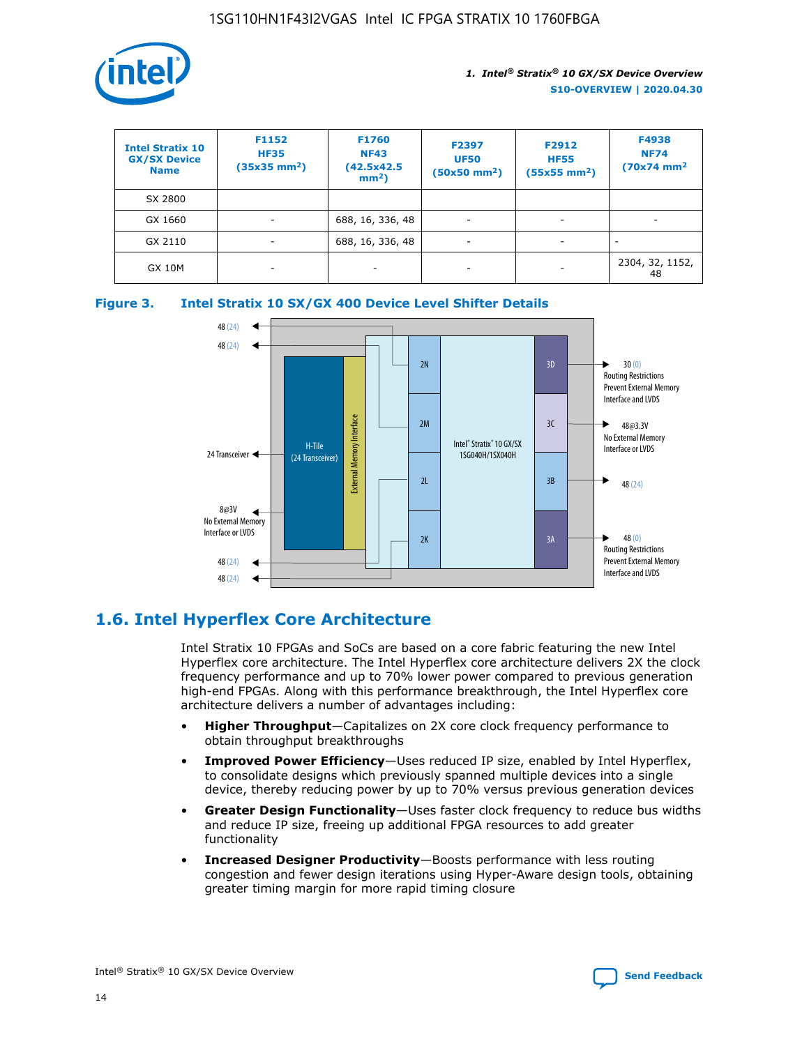| Intel Stratix 10 GX/SX Device Name | F1152 HF35 (35x35 mm²) | F1760 NF43 (42.5x42.5 mm²) | F2397 UF50 (50x50 mm²) | F2912 HF55 (55x55 mm²) | F4938 NF74 (70x74 mm² |
|---|---|---|---|---|---|
| SX 2800 | | | | | |
| GX 1660 | - | 688, 16, 336, 48 | - | - | - |
| GX 2110 | - | 688, 16, 336, 48 | - | - | - |
| GX 10M | - | - | - | - | 2304, 32, 1152, 48 |

**Figure 3. Intel Stratix 10 SX/GX 400 Device Level Shifter Details**

## 1.6. Intel Hyperflex Core Architecture

Intel Stratix 10 FPGAs and SoCs are based on a core fabric featuring the new Intel Hyperflex core architecture. The Intel Hyperflex core architecture delivers 2X the clock frequency performance and up to 70% lower power compared to previous generation high-end FPGAs. Along with this performance breakthrough, the Intel Hyperflex core architecture delivers a number of advantages including:

- **Higher Throughput**—Capitalizes on 2X core clock frequency performance to obtain throughput breakthroughs
- **Improved Power Efficiency**—Uses reduced IP size, enabled by Intel Hyperflex, to consolidate designs which previously spanned multiple devices into a single device, thereby reducing power by up to 70% versus previous generation devices
- **Greater Design Functionality**—Uses faster clock frequency to reduce bus widths and reduce IP size, freeing up additional FPGA resources to add greater functionality
- **Increased Designer Productivity**—Boosts performance with less routing congestion and fewer design iterations using Hyper-Aware design tools, obtaining greater timing margin for more rapid timing closure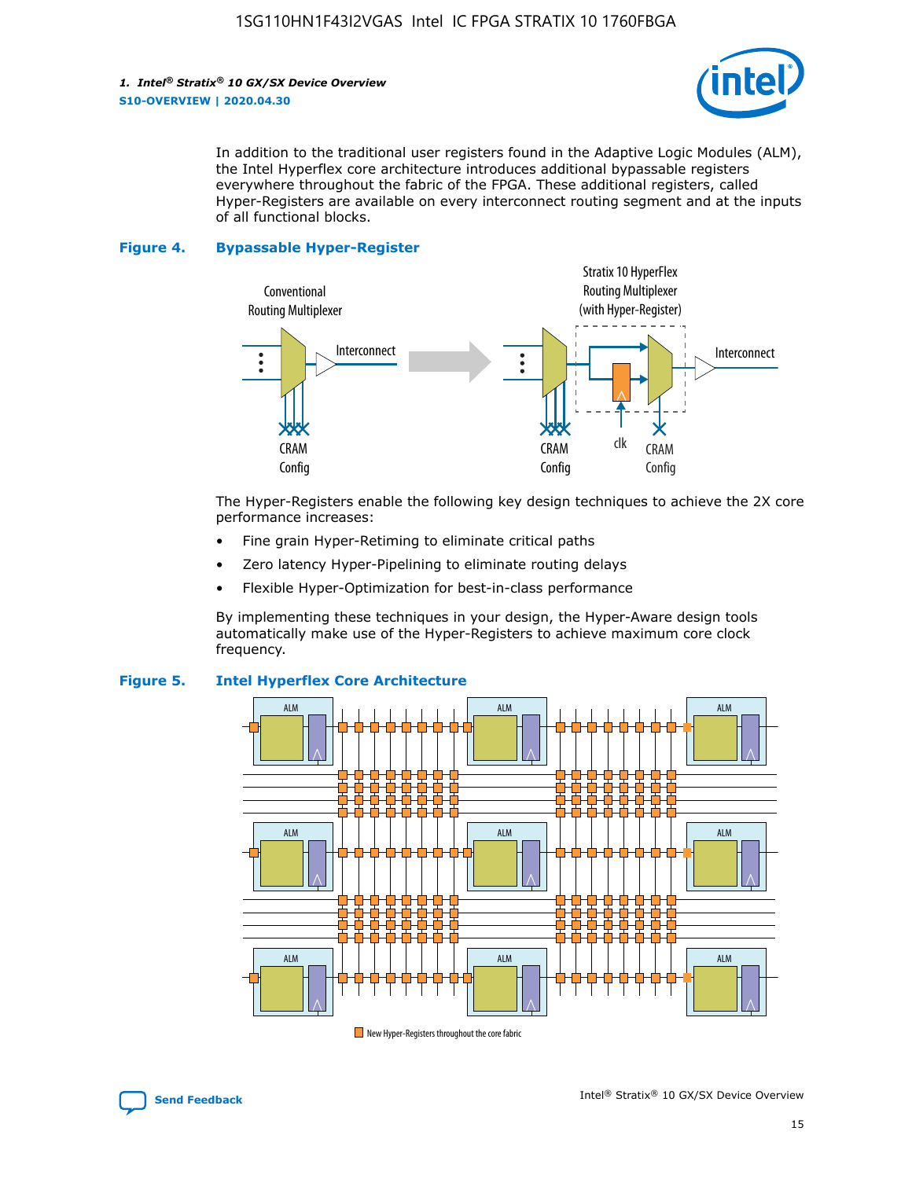In addition to the traditional user registers found in the Adaptive Logic Modules (ALM), the Intel Hyperflex core architecture introduces additional bypassable registers everywhere throughout the fabric of the FPGA. These additional registers, called Hyper-Registers are available on every interconnect routing segment and at the inputs of all functional blocks.

**Figure 4. Bypassable Hyper-Register**

The Hyper-Registers enable the following key design techniques to achieve the 2X core performance increases:

- Fine grain Hyper-Retiming to eliminate critical paths
- Zero latency Hyper-Pipelining to eliminate routing delays
- Flexible Hyper-Optimization for best-in-class performance

By implementing these techniques in your design, the Hyper-Aware design tools automatically make use of the Hyper-Registers to achieve maximum core clock frequency.

**Figure 5. Intel Hyperflex Core Architecture**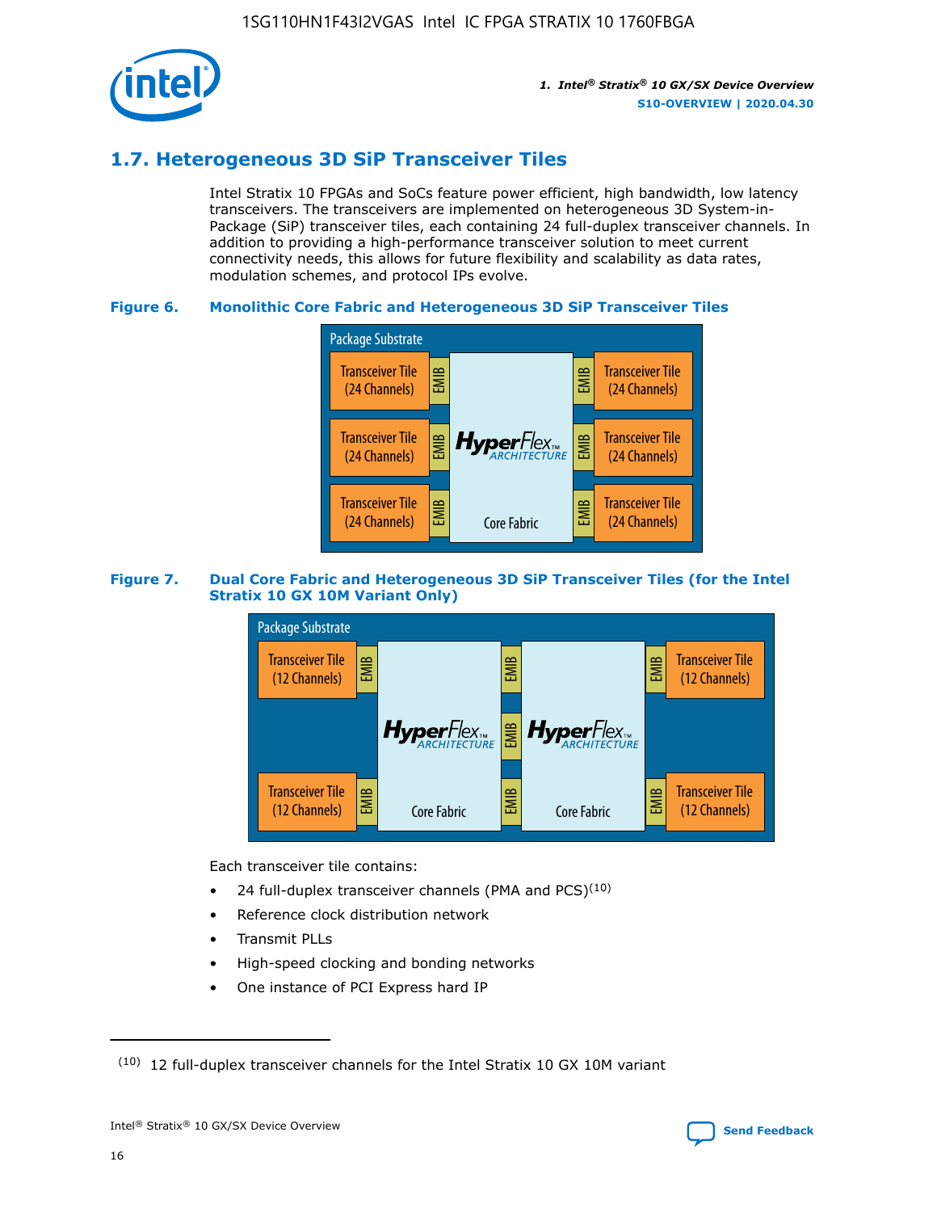## 1.7. Heterogeneous 3D SiP Transceiver Tiles

Intel Stratix 10 FPGAs and SoCs feature power efficient, high bandwidth, low latency transceivers. The transceivers are implemented on heterogeneous 3D System-in-Package (SiP) transceiver tiles, each containing 24 full-duplex transceiver channels. In addition to providing a high-performance transceiver solution to meet current connectivity needs, this allows for future flexibility and scalability as data rates, modulation schemes, and protocol IPs evolve.

**Figure 6. Monolithic Core Fabric and Heterogeneous 3D SiP Transceiver Tiles**

Package Substrate

Transceiver Tile (24 Channels) | EMIB | HyperFlex ARCHITECTURE Core Fabric | EMIB | Transceiver Tile (24 Channels)

Transceiver Tile (24 Channels) | EMIB | | EMIB | Transceiver Tile (24 Channels)

Transceiver Tile (24 Channels) | EMIB | | EMIB | Transceiver Tile (24 Channels)

**Figure 7. Dual Core Fabric and Heterogeneous 3D SiP Transceiver Tiles (for the Intel Stratix 10 GX 10M Variant Only)**

Package Substrate

Transceiver Tile (12 Channels) | EMIB | HyperFlex ARCHITECTURE Core Fabric | EMIB | HyperFlex ARCHITECTURE Core Fabric | EMIB | Transceiver Tile (12 Channels)

Transceiver Tile (12 Channels) | EMIB | | EMIB | | EMIB | Transceiver Tile (12 Channels)

Each transceiver tile contains:

- 24 full-duplex transceiver channels (PMA and PCS)[10]
- Reference clock distribution network
- Transmit PLLs
- High-speed clocking and bonding networks
- One instance of PCI Express hard IP

(10) 12 full-duplex transceiver channels for the Intel Stratix 10 GX 10M variant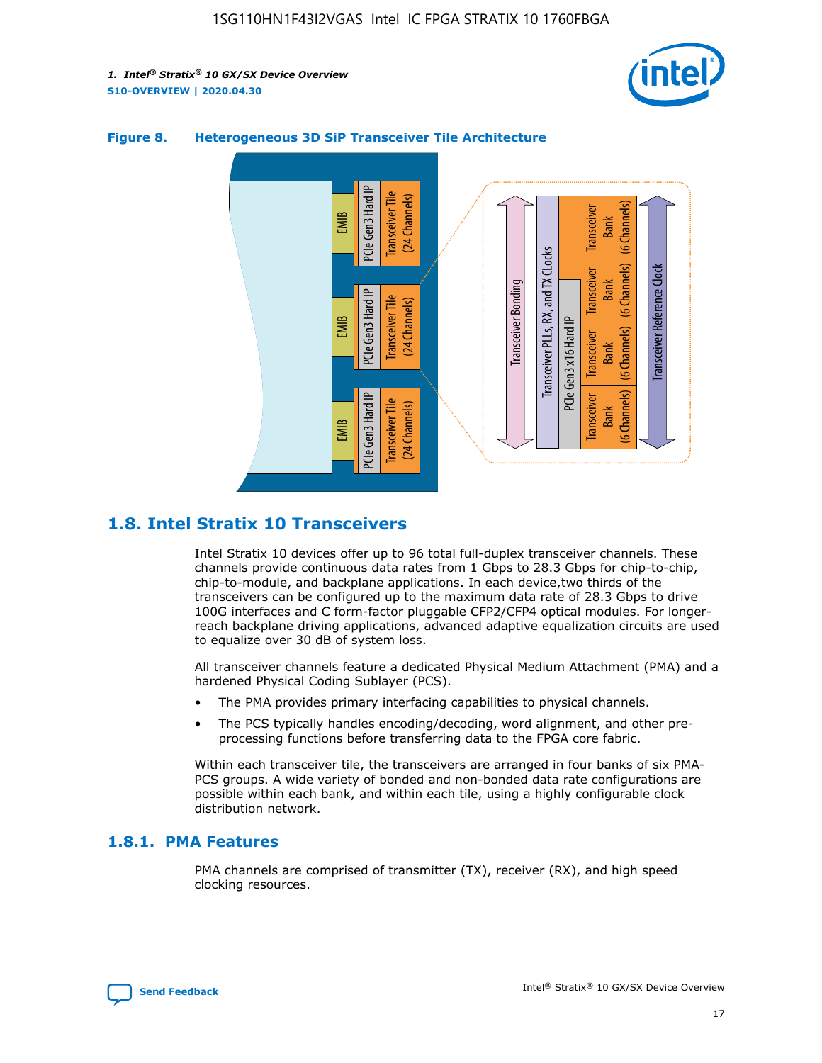**Figure 8. Heterogeneous 3D SiP Transceiver Tile Architecture**

## 1.8. Intel Stratix 10 Transceivers

Intel Stratix 10 devices offer up to 96 total full-duplex transceiver channels. These channels provide continuous data rates from 1 Gbps to 28.3 Gbps for chip-to-chip, chip-to-module, and backplane applications. In each device,two thirds of the transceivers can be configured up to the maximum data rate of 28.3 Gbps to drive 100G interfaces and C form-factor pluggable CFP2/CFP4 optical modules. For longer-reach backplane driving applications, advanced adaptive equalization circuits are used to equalize over 30 dB of system loss.

All transceiver channels feature a dedicated Physical Medium Attachment (PMA) and a hardened Physical Coding Sublayer (PCS).

- The PMA provides primary interfacing capabilities to physical channels.
- The PCS typically handles encoding/decoding, word alignment, and other pre-processing functions before transferring data to the FPGA core fabric.

Within each transceiver tile, the transceivers are arranged in four banks of six PMA-PCS groups. A wide variety of bonded and non-bonded data rate configurations are possible within each bank, and within each tile, using a highly configurable clock distribution network.

### 1.8.1. PMA Features

PMA channels are comprised of transmitter (TX), receiver (RX), and high speed clocking resources.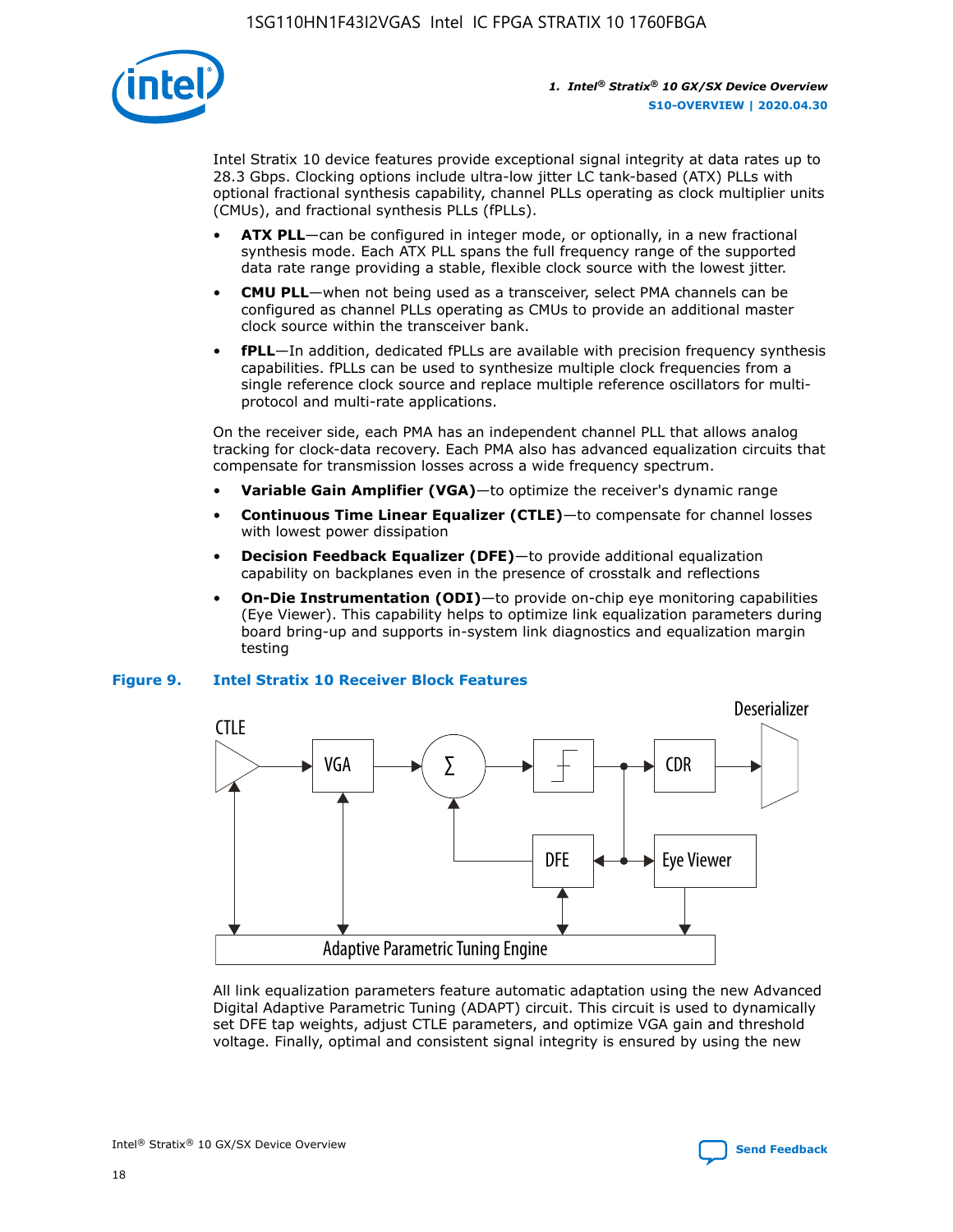Intel Stratix 10 device features provide exceptional signal integrity at data rates up to 28.3 Gbps. Clocking options include ultra-low jitter LC tank-based (ATX) PLLs with optional fractional synthesis capability, channel PLLs operating as clock multiplier units (CMUs), and fractional synthesis PLLs (fPLLs).

- **ATX PLL**—can be configured in integer mode, or optionally, in a new fractional synthesis mode. Each ATX PLL spans the full frequency range of the supported data rate range providing a stable, flexible clock source with the lowest jitter.
- **CMU PLL**—when not being used as a transceiver, select PMA channels can be configured as channel PLLs operating as CMUs to provide an additional master clock source within the transceiver bank.
- **fPLL**—In addition, dedicated fPLLs are available with precision frequency synthesis capabilities. fPLLs can be used to synthesize multiple clock frequencies from a single reference clock source and replace multiple reference oscillators for multi-protocol and multi-rate applications.

On the receiver side, each PMA has an independent channel PLL that allows analog tracking for clock-data recovery. Each PMA also has advanced equalization circuits that compensate for transmission losses across a wide frequency spectrum.

- **Variable Gain Amplifier (VGA)**—to optimize the receiver's dynamic range
- **Continuous Time Linear Equalizer (CTLE)**—to compensate for channel losses with lowest power dissipation
- **Decision Feedback Equalizer (DFE)**—to provide additional equalization capability on backplanes even in the presence of crosstalk and reflections
- **On-Die Instrumentation (ODI)**—to provide on-chip eye monitoring capabilities (Eye Viewer). This capability helps to optimize link equalization parameters during board bring-up and supports in-system link diagnostics and equalization margin testing

**Figure 9. Intel Stratix 10 Receiver Block Features**

All link equalization parameters feature automatic adaptation using the new Advanced Digital Adaptive Parametric Tuning (ADAPT) circuit. This circuit is used to dynamically set DFE tap weights, adjust CTLE parameters, and optimize VGA gain and threshold voltage. Finally, optimal and consistent signal integrity is ensured by using the new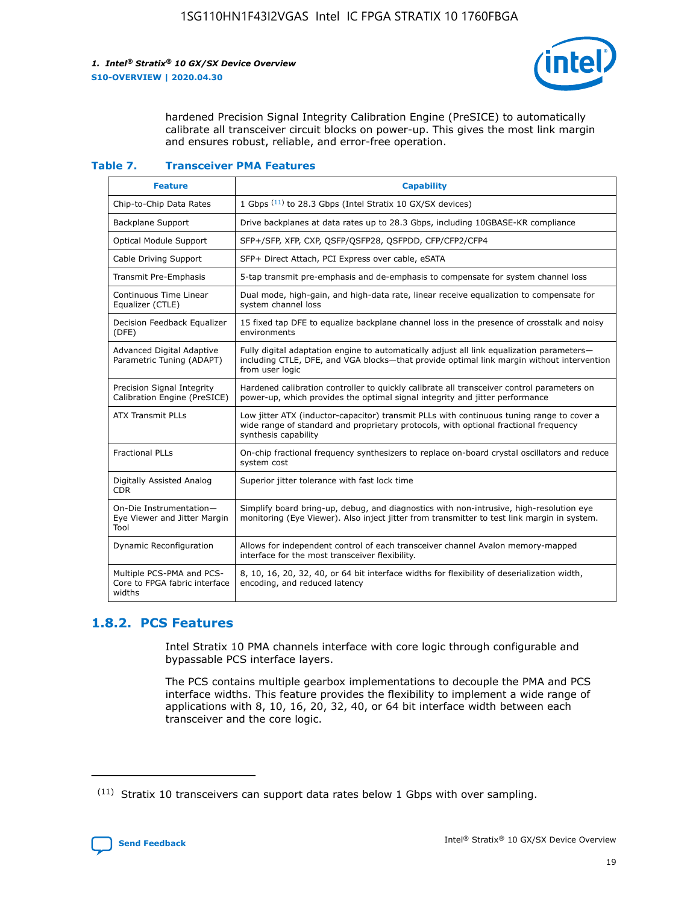hardened Precision Signal Integrity Calibration Engine (PreSICE) to automatically calibrate all transceiver circuit blocks on power-up. This gives the most link margin and ensures robust, reliable, and error-free operation.

**Table 7. Transceiver PMA Features**

| Feature | Capability |
| --- | --- |
| Chip-to-Chip Data Rates | 1 Gbps [11] to 28.3 Gbps (Intel Stratix 10 GX/SX devices) |
| Backplane Support | Drive backplanes at data rates up to 28.3 Gbps, including 10GBASE-KR compliance |
| Optical Module Support | SFP+/SFP, XFP, CXP, QSFP/QSFP28, QSFPDD, CFP/CFP2/CFP4 |
| Cable Driving Support | SFP+ Direct Attach, PCI Express over cable, eSATA |
| Transmit Pre-Emphasis | 5-tap transmit pre-emphasis and de-emphasis to compensate for system channel loss |
| Continuous Time Linear Equalizer (CTLE) | Dual mode, high-gain, and high-data rate, linear receive equalization to compensate for system channel loss |
| Decision Feedback Equalizer (DFE) | 15 fixed tap DFE to equalize backplane channel loss in the presence of crosstalk and noisy environments |
| Advanced Digital Adaptive Parametric Tuning (ADAPT) | Fully digital adaptation engine to automatically adjust all link equalization parameters—including CTLE, DFE, and VGA blocks—that provide optimal link margin without intervention from user logic |
| Precision Signal Integrity Calibration Engine (PreSICE) | Hardened calibration controller to quickly calibrate all transceiver control parameters on power-up, which provides the optimal signal integrity and jitter performance |
| ATX Transmit PLLs | Low jitter ATX (inductor-capacitor) transmit PLLs with continuous tuning range to cover a wide range of standard and proprietary protocols, with optional fractional frequency synthesis capability |
| Fractional PLLs | On-chip fractional frequency synthesizers to replace on-board crystal oscillators and reduce system cost |
| Digitally Assisted Analog CDR | Superior jitter tolerance with fast lock time |
| On-Die Instrumentation—Eye Viewer and Jitter Margin Tool | Simplify board bring-up, debug, and diagnostics with non-intrusive, high-resolution eye monitoring (Eye Viewer). Also inject jitter from transmitter to test link margin in system. |
| Dynamic Reconfiguration | Allows for independent control of each transceiver channel Avalon memory-mapped interface for the most transceiver flexibility. |
| Multiple PCS-PMA and PCS-Core to FPGA fabric interface widths | 8, 10, 16, 20, 32, 40, or 64 bit interface widths for flexibility of deserialization width, encoding, and reduced latency |

## 1.8.2. PCS Features

Intel Stratix 10 PMA channels interface with core logic through configurable and bypassable PCS interface layers.

The PCS contains multiple gearbox implementations to decouple the PMA and PCS interface widths. This feature provides the flexibility to implement a wide range of applications with 8, 10, 16, 20, 32, 40, or 64 bit interface width between each transceiver and the core logic.

[11] Stratix 10 transceivers can support data rates below 1 Gbps with over sampling.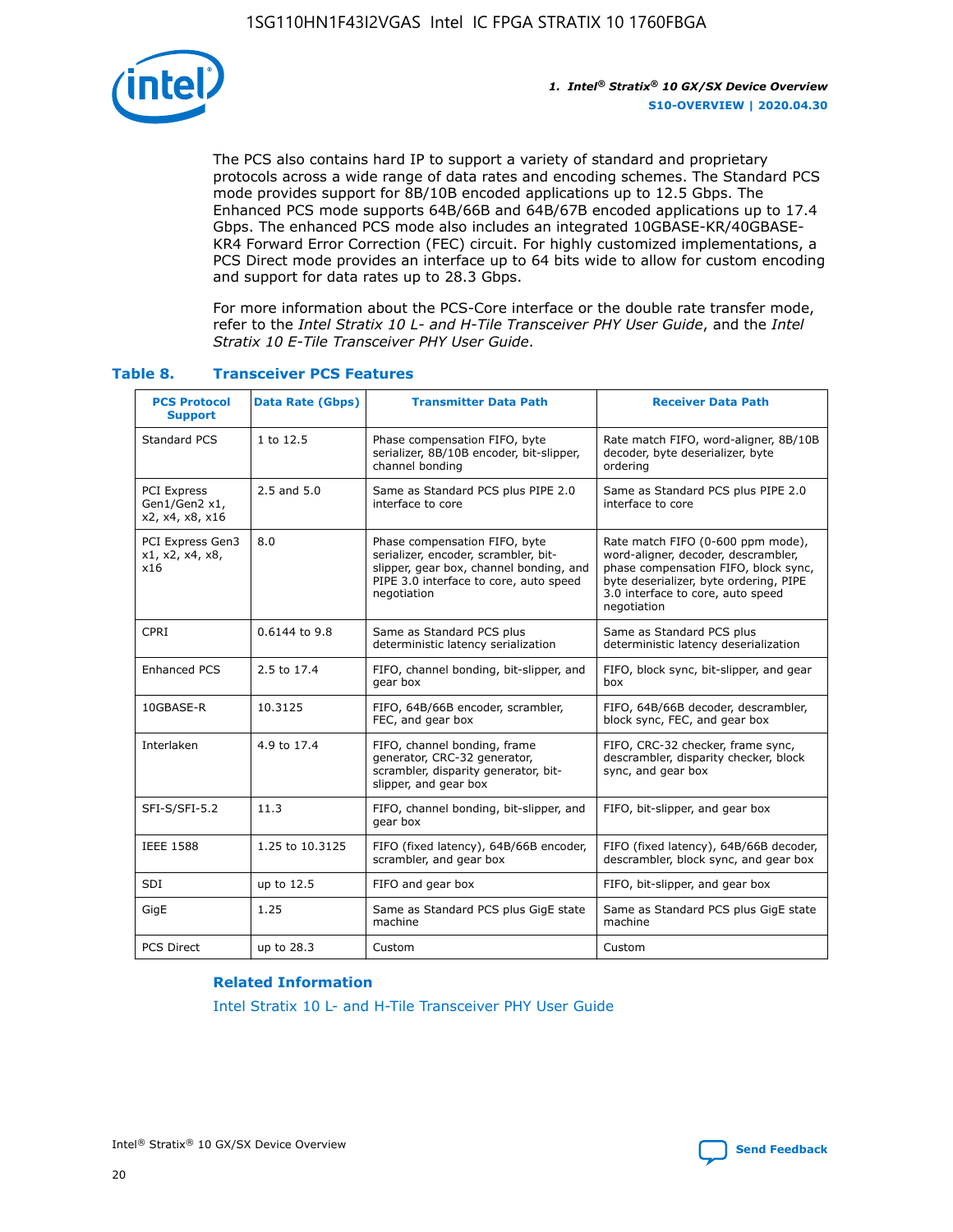The PCS also contains hard IP to support a variety of standard and proprietary protocols across a wide range of data rates and encoding schemes. The Standard PCS mode provides support for 8B/10B encoded applications up to 12.5 Gbps. The Enhanced PCS mode supports 64B/66B and 64B/67B encoded applications up to 17.4 Gbps. The enhanced PCS mode also includes an integrated 10GBASE-KR/40GBASE-KR4 Forward Error Correction (FEC) circuit. For highly customized implementations, a PCS Direct mode provides an interface up to 64 bits wide to allow for custom encoding and support for data rates up to 28.3 Gbps.

For more information about the PCS-Core interface or the double rate transfer mode, refer to the *Intel Stratix 10 L- and H-Tile Transceiver PHY User Guide*, and the *Intel Stratix 10 E-Tile Transceiver PHY User Guide*.

### Table 8. Transceiver PCS Features

| PCS Protocol Support | Data Rate (Gbps) | Transmitter Data Path | Receiver Data Path |
|---|---|---|---|
| Standard PCS | 1 to 12.5 | Phase compensation FIFO, byte serializer, 8B/10B encoder, bit-slipper, channel bonding | Rate match FIFO, word-aligner, 8B/10B decoder, byte deserializer, byte ordering |
| PCI Express Gen1/Gen2 x1, x2, x4, x8, x16 | 2.5 and 5.0 | Same as Standard PCS plus PIPE 2.0 interface to core | Same as Standard PCS plus PIPE 2.0 interface to core |
| PCI Express Gen3 x1, x2, x4, x8, x16 | 8.0 | Phase compensation FIFO, byte serializer, encoder, scrambler, bit-slipper, gear box, channel bonding, and PIPE 3.0 interface to core, auto speed negotiation | Rate match FIFO (0-600 ppm mode), word-aligner, decoder, descrambler, phase compensation FIFO, block sync, byte deserializer, byte ordering, PIPE 3.0 interface to core, auto speed negotiation |
| CPRI | 0.6144 to 9.8 | Same as Standard PCS plus deterministic latency serialization | Same as Standard PCS plus deterministic latency deserialization |
| Enhanced PCS | 2.5 to 17.4 | FIFO, channel bonding, bit-slipper, and gear box | FIFO, block sync, bit-slipper, and gear box |
| 10GBASE-R | 10.3125 | FIFO, 64B/66B encoder, scrambler, FEC, and gear box | FIFO, 64B/66B decoder, descrambler, block sync, FEC, and gear box |
| Interlaken | 4.9 to 17.4 | FIFO, channel bonding, frame generator, CRC-32 generator, scrambler, disparity generator, bit-slipper, and gear box | FIFO, CRC-32 checker, frame sync, descrambler, disparity checker, block sync, and gear box |
| SFI-S/SFI-5.2 | 11.3 | FIFO, channel bonding, bit-slipper, and gear box | FIFO, bit-slipper, and gear box |
| IEEE 1588 | 1.25 to 10.3125 | FIFO (fixed latency), 64B/66B encoder, scrambler, and gear box | FIFO (fixed latency), 64B/66B decoder, descrambler, block sync, and gear box |
| SDI | up to 12.5 | FIFO and gear box | FIFO, bit-slipper, and gear box |
| GigE | 1.25 | Same as Standard PCS plus GigE state machine | Same as Standard PCS plus GigE state machine |
| PCS Direct | up to 28.3 | Custom | Custom |

#### Related Information

Intel Stratix 10 L- and H-Tile Transceiver PHY User Guide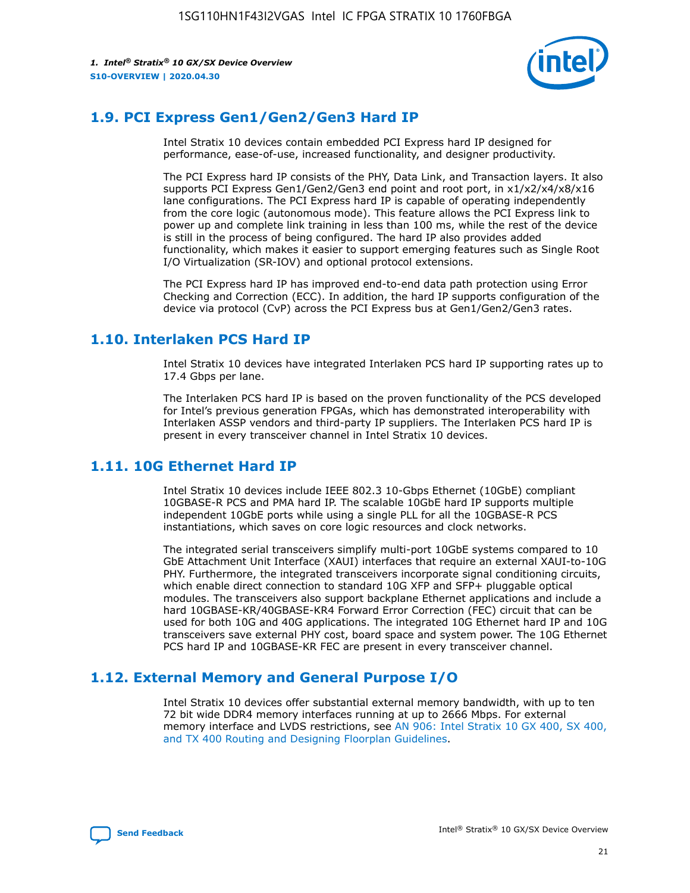## 1.9. PCI Express Gen1/Gen2/Gen3 Hard IP

Intel Stratix 10 devices contain embedded PCI Express hard IP designed for performance, ease-of-use, increased functionality, and designer productivity.

The PCI Express hard IP consists of the PHY, Data Link, and Transaction layers. It also supports PCI Express Gen1/Gen2/Gen3 end point and root port, in x1/x2/x4/x8/x16 lane configurations. The PCI Express hard IP is capable of operating independently from the core logic (autonomous mode). This feature allows the PCI Express link to power up and complete link training in less than 100 ms, while the rest of the device is still in the process of being configured. The hard IP also provides added functionality, which makes it easier to support emerging features such as Single Root I/O Virtualization (SR-IOV) and optional protocol extensions.

The PCI Express hard IP has improved end-to-end data path protection using Error Checking and Correction (ECC). In addition, the hard IP supports configuration of the device via protocol (CvP) across the PCI Express bus at Gen1/Gen2/Gen3 rates.

## 1.10. Interlaken PCS Hard IP

Intel Stratix 10 devices have integrated Interlaken PCS hard IP supporting rates up to 17.4 Gbps per lane.

The Interlaken PCS hard IP is based on the proven functionality of the PCS developed for Intel's previous generation FPGAs, which has demonstrated interoperability with Interlaken ASSP vendors and third-party IP suppliers. The Interlaken PCS hard IP is present in every transceiver channel in Intel Stratix 10 devices.

## 1.11. 10G Ethernet Hard IP

Intel Stratix 10 devices include IEEE 802.3 10-Gbps Ethernet (10GbE) compliant 10GBASE-R PCS and PMA hard IP. The scalable 10GbE hard IP supports multiple independent 10GbE ports while using a single PLL for all the 10GBASE-R PCS instantiations, which saves on core logic resources and clock networks.

The integrated serial transceivers simplify multi-port 10GbE systems compared to 10 GbE Attachment Unit Interface (XAUI) interfaces that require an external XAUI-to-10G PHY. Furthermore, the integrated transceivers incorporate signal conditioning circuits, which enable direct connection to standard 10G XFP and SFP+ pluggable optical modules. The transceivers also support backplane Ethernet applications and include a hard 10GBASE-KR/40GBASE-KR4 Forward Error Correction (FEC) circuit that can be used for both 10G and 40G applications. The integrated 10G Ethernet hard IP and 10G transceivers save external PHY cost, board space and system power. The 10G Ethernet PCS hard IP and 10GBASE-KR FEC are present in every transceiver channel.

## 1.12. External Memory and General Purpose I/O

Intel Stratix 10 devices offer substantial external memory bandwidth, with up to ten 72 bit wide DDR4 memory interfaces running at up to 2666 Mbps. For external memory interface and LVDS restrictions, see AN 906: Intel Stratix 10 GX 400, SX 400, and TX 400 Routing and Designing Floorplan Guidelines.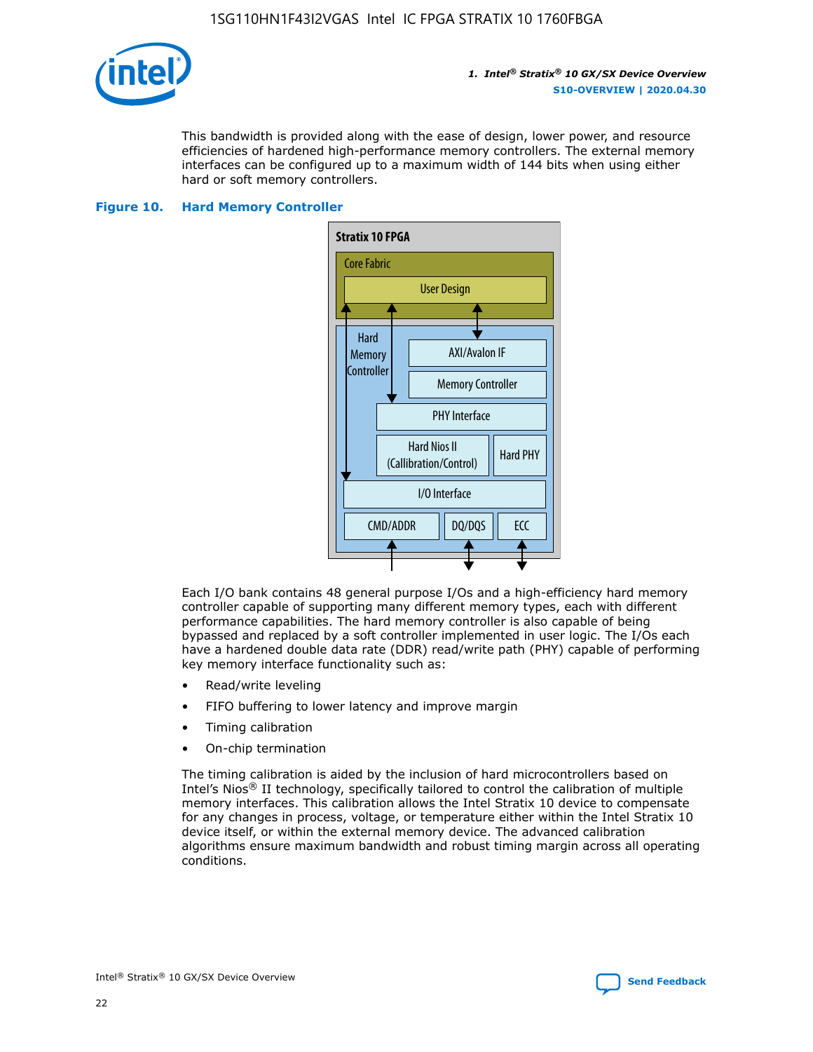This bandwidth is provided along with the ease of design, lower power, and resource efficiencies of hardened high-performance memory controllers. The external memory interfaces can be configured up to a maximum width of 144 bits when using either hard or soft memory controllers.

**Figure 10. Hard Memory Controller**

Each I/O bank contains 48 general purpose I/Os and a high-efficiency hard memory controller capable of supporting many different memory types, each with different performance capabilities. The hard memory controller is also capable of being bypassed and replaced by a soft controller implemented in user logic. The I/Os each have a hardened double data rate (DDR) read/write path (PHY) capable of performing key memory interface functionality such as:

- Read/write leveling
- FIFO buffering to lower latency and improve margin
- Timing calibration
- On-chip termination

The timing calibration is aided by the inclusion of hard microcontrollers based on Intel's Nios® II technology, specifically tailored to control the calibration of multiple memory interfaces. This calibration allows the Intel Stratix 10 device to compensate for any changes in process, voltage, or temperature either within the Intel Stratix 10 device itself, or within the external memory device. The advanced calibration algorithms ensure maximum bandwidth and robust timing margin across all operating conditions.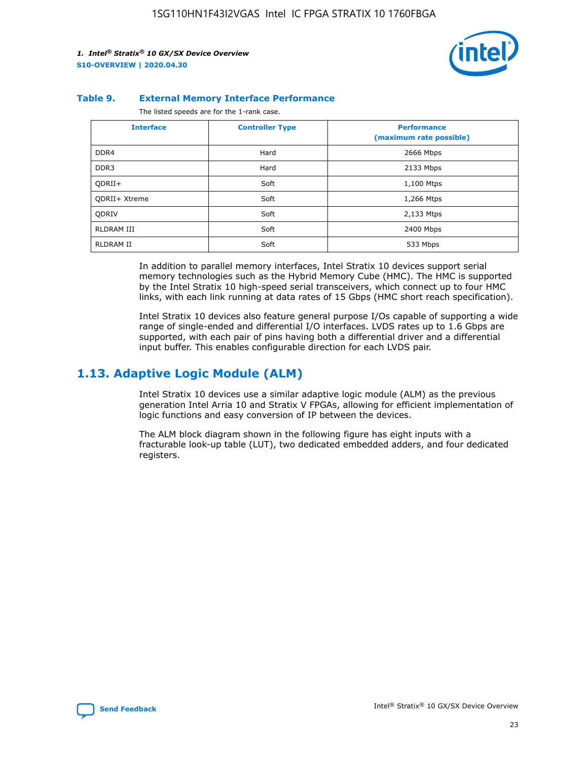**Table 9. External Memory Interface Performance**

The listed speeds are for the 1-rank case.

| Interface | Controller Type | Performance (maximum rate possible) |
|---|---|---|
| DDR4 | Hard | 2666 Mbps |
| DDR3 | Hard | 2133 Mbps |
| QDRII+ | Soft | 1,100 Mtps |
| QDRII+ Xtreme | Soft | 1,266 Mtps |
| QDRIV | Soft | 2,133 Mtps |
| RLDRAM III | Soft | 2400 Mbps |
| RLDRAM II | Soft | 533 Mbps |

In addition to parallel memory interfaces, Intel Stratix 10 devices support serial memory technologies such as the Hybrid Memory Cube (HMC). The HMC is supported by the Intel Stratix 10 high-speed serial transceivers, which connect up to four HMC links, with each link running at data rates of 15 Gbps (HMC short reach specification).

Intel Stratix 10 devices also feature general purpose I/Os capable of supporting a wide range of single-ended and differential I/O interfaces. LVDS rates up to 1.6 Gbps are supported, with each pair of pins having both a differential driver and a differential input buffer. This enables configurable direction for each LVDS pair.

## 1.13. Adaptive Logic Module (ALM)

Intel Stratix 10 devices use a similar adaptive logic module (ALM) as the previous generation Intel Arria 10 and Stratix V FPGAs, allowing for efficient implementation of logic functions and easy conversion of IP between the devices.

The ALM block diagram shown in the following figure has eight inputs with a fracturable look-up table (LUT), two dedicated embedded adders, and four dedicated registers.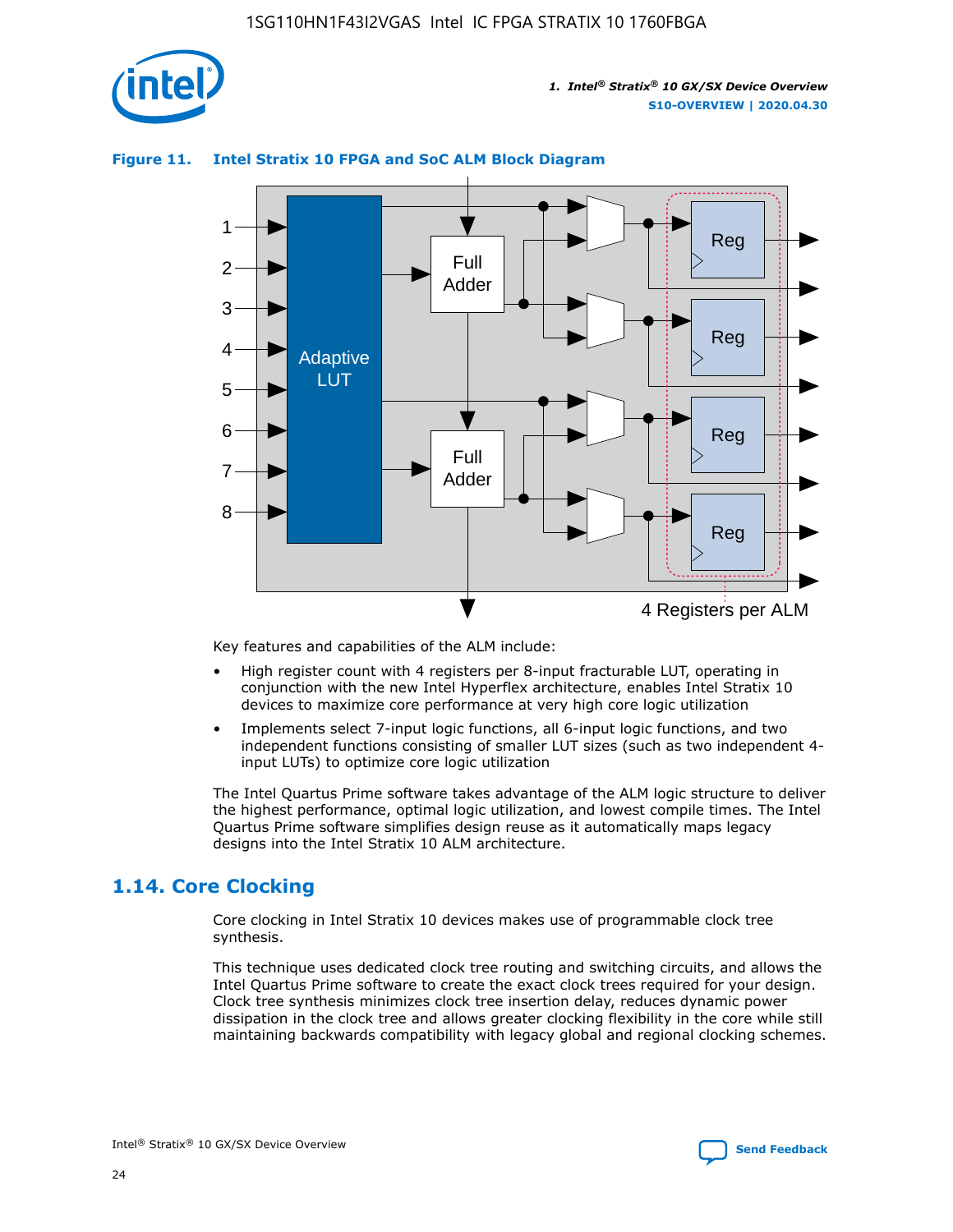**Figure 11. Intel Stratix 10 FPGA and SoC ALM Block Diagram**

Key features and capabilities of the ALM include:

- High register count with 4 registers per 8-input fracturable LUT, operating in conjunction with the new Intel Hyperflex architecture, enables Intel Stratix 10 devices to maximize core performance at very high core logic utilization
- Implements select 7-input logic functions, all 6-input logic functions, and two independent functions consisting of smaller LUT sizes (such as two independent 4-input LUTs) to optimize core logic utilization

The Intel Quartus Prime software takes advantage of the ALM logic structure to deliver the highest performance, optimal logic utilization, and lowest compile times. The Intel Quartus Prime software simplifies design reuse as it automatically maps legacy designs into the Intel Stratix 10 ALM architecture.

## 1.14. Core Clocking

Core clocking in Intel Stratix 10 devices makes use of programmable clock tree synthesis.

This technique uses dedicated clock tree routing and switching circuits, and allows the Intel Quartus Prime software to create the exact clock trees required for your design. Clock tree synthesis minimizes clock tree insertion delay, reduces dynamic power dissipation in the clock tree and allows greater clocking flexibility in the core while still maintaining backwards compatibility with legacy global and regional clocking schemes.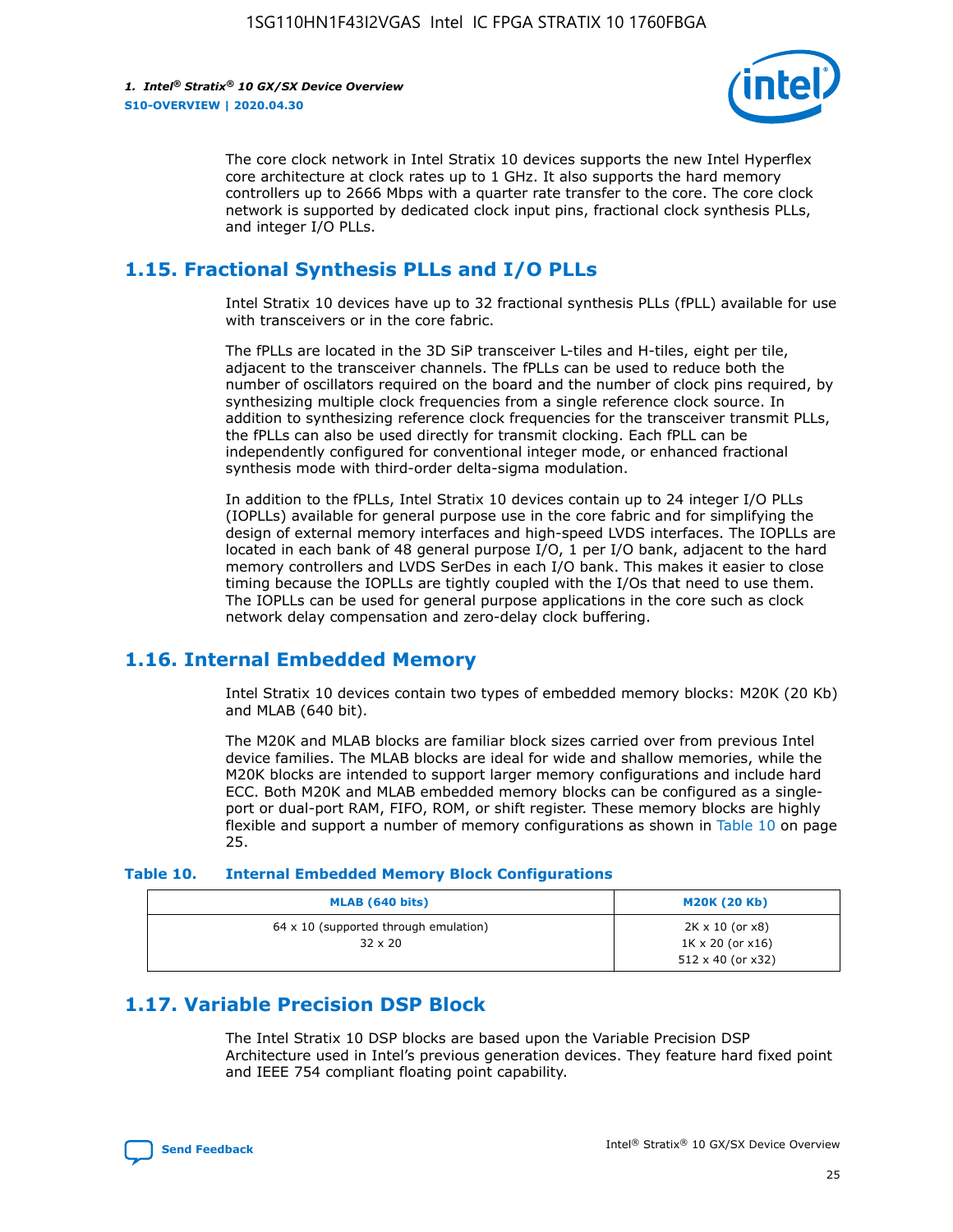The core clock network in Intel Stratix 10 devices supports the new Intel Hyperflex core architecture at clock rates up to 1 GHz. It also supports the hard memory controllers up to 2666 Mbps with a quarter rate transfer to the core. The core clock network is supported by dedicated clock input pins, fractional clock synthesis PLLs, and integer I/O PLLs.

## 1.15. Fractional Synthesis PLLs and I/O PLLs

Intel Stratix 10 devices have up to 32 fractional synthesis PLLs (fPLL) available for use with transceivers or in the core fabric.

The fPLLs are located in the 3D SiP transceiver L-tiles and H-tiles, eight per tile, adjacent to the transceiver channels. The fPLLs can be used to reduce both the number of oscillators required on the board and the number of clock pins required, by synthesizing multiple clock frequencies from a single reference clock source. In addition to synthesizing reference clock frequencies for the transceiver transmit PLLs, the fPLLs can also be used directly for transmit clocking. Each fPLL can be independently configured for conventional integer mode, or enhanced fractional synthesis mode with third-order delta-sigma modulation.

In addition to the fPLLs, Intel Stratix 10 devices contain up to 24 integer I/O PLLs (IOPLLs) available for general purpose use in the core fabric and for simplifying the design of external memory interfaces and high-speed LVDS interfaces. The IOPLLs are located in each bank of 48 general purpose I/O, 1 per I/O bank, adjacent to the hard memory controllers and LVDS SerDes in each I/O bank. This makes it easier to close timing because the IOPLLs are tightly coupled with the I/Os that need to use them. The IOPLLs can be used for general purpose applications in the core such as clock network delay compensation and zero-delay clock buffering.

## 1.16. Internal Embedded Memory

Intel Stratix 10 devices contain two types of embedded memory blocks: M20K (20 Kb) and MLAB (640 bit).

The M20K and MLAB blocks are familiar block sizes carried over from previous Intel device families. The MLAB blocks are ideal for wide and shallow memories, while the M20K blocks are intended to support larger memory configurations and include hard ECC. Both M20K and MLAB embedded memory blocks can be configured as a single-port or dual-port RAM, FIFO, ROM, or shift register. These memory blocks are highly flexible and support a number of memory configurations as shown in Table 10 on page 25.

**Table 10. Internal Embedded Memory Block Configurations**

| MLAB (640 bits) | M20K (20 Kb) |
|---|---|
| 64 x 10 (supported through emulation)<br>32 x 20 | 2K x 10 (or x8)<br>1K x 20 (or x16)<br>512 x 40 (or x32) |

## 1.17. Variable Precision DSP Block

The Intel Stratix 10 DSP blocks are based upon the Variable Precision DSP Architecture used in Intel's previous generation devices. They feature hard fixed point and IEEE 754 compliant floating point capability.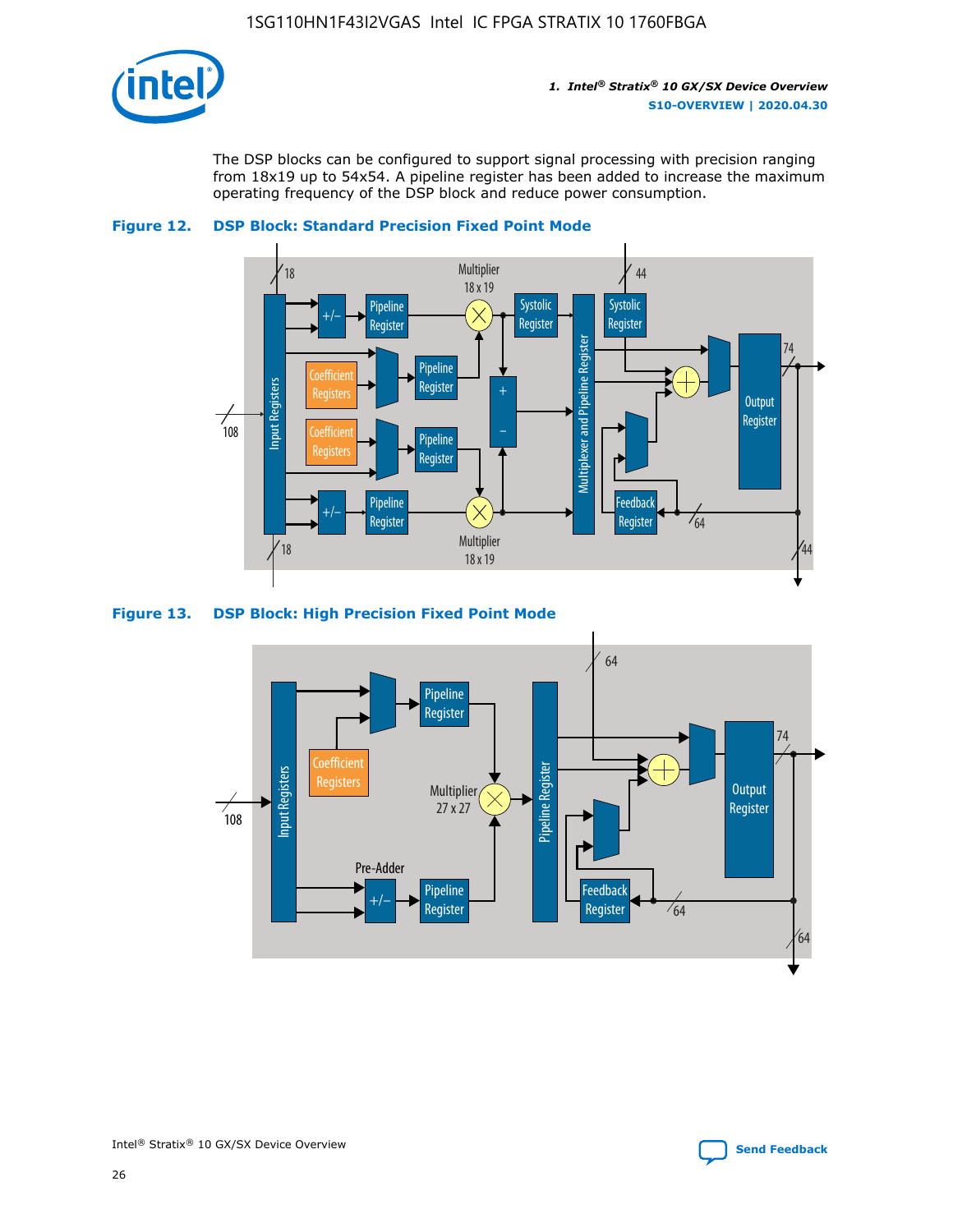The DSP blocks can be configured to support signal processing with precision ranging from 18x19 up to 54x54. A pipeline register has been added to increase the maximum operating frequency of the DSP block and reduce power consumption.

**Figure 12. DSP Block: Standard Precision Fixed Point Mode**

**Figure 13. DSP Block: High Precision Fixed Point Mode**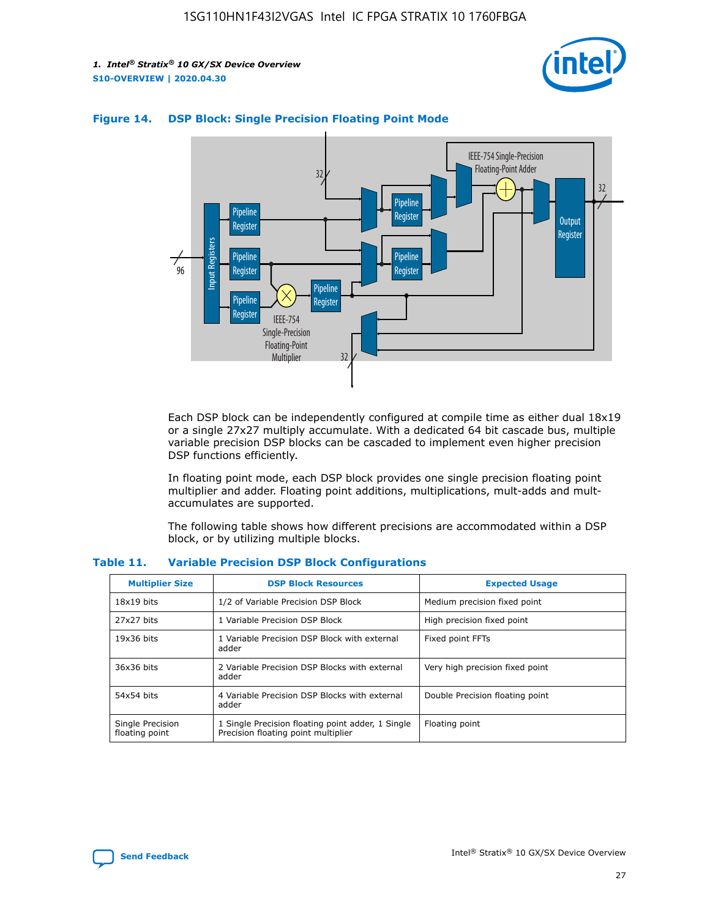**Figure 14. DSP Block: Single Precision Floating Point Mode**

Each DSP block can be independently configured at compile time as either dual 18x19 or a single 27x27 multiply accumulate. With a dedicated 64 bit cascade bus, multiple variable precision DSP blocks can be cascaded to implement even higher precision DSP functions efficiently.

In floating point mode, each DSP block provides one single precision floating point multiplier and adder. Floating point additions, multiplications, mult-adds and mult-accumulates are supported.

The following table shows how different precisions are accommodated within a DSP block, or by utilizing multiple blocks.

**Table 11. Variable Precision DSP Block Configurations**

| Multiplier Size | DSP Block Resources | Expected Usage |
|---|---|---|
| 18x19 bits | 1/2 of Variable Precision DSP Block | Medium precision fixed point |
| 27x27 bits | 1 Variable Precision DSP Block | High precision fixed point |
| 19x36 bits | 1 Variable Precision DSP Block with external adder | Fixed point FFTs |
| 36x36 bits | 2 Variable Precision DSP Blocks with external adder | Very high precision fixed point |
| 54x54 bits | 4 Variable Precision DSP Blocks with external adder | Double Precision floating point |
| Single Precision floating point | 1 Single Precision floating point adder, 1 Single Precision floating point multiplier | Floating point |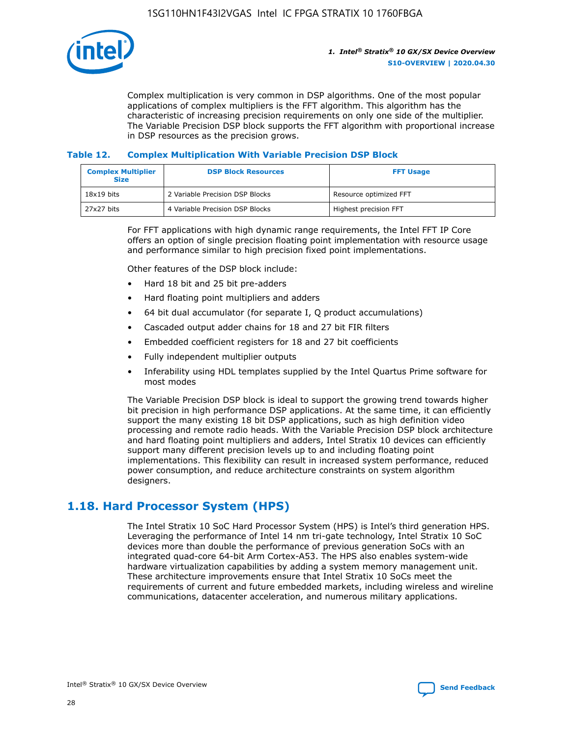Complex multiplication is very common in DSP algorithms. One of the most popular applications of complex multipliers is the FFT algorithm. This algorithm has the characteristic of increasing precision requirements on only one side of the multiplier. The Variable Precision DSP block supports the FFT algorithm with proportional increase in DSP resources as the precision grows.

**Table 12. Complex Multiplication With Variable Precision DSP Block**

| Complex Multiplier Size | DSP Block Resources | FFT Usage |
|---|---|---|
| 18x19 bits | 2 Variable Precision DSP Blocks | Resource optimized FFT |
| 27x27 bits | 4 Variable Precision DSP Blocks | Highest precision FFT |

For FFT applications with high dynamic range requirements, the Intel FFT IP Core offers an option of single precision floating point implementation with resource usage and performance similar to high precision fixed point implementations.

Other features of the DSP block include:

- Hard 18 bit and 25 bit pre-adders
- Hard floating point multipliers and adders
- 64 bit dual accumulator (for separate I, Q product accumulations)
- Cascaded output adder chains for 18 and 27 bit FIR filters
- Embedded coefficient registers for 18 and 27 bit coefficients
- Fully independent multiplier outputs
- Inferability using HDL templates supplied by the Intel Quartus Prime software for most modes

The Variable Precision DSP block is ideal to support the growing trend towards higher bit precision in high performance DSP applications. At the same time, it can efficiently support the many existing 18 bit DSP applications, such as high definition video processing and remote radio heads. With the Variable Precision DSP block architecture and hard floating point multipliers and adders, Intel Stratix 10 devices can efficiently support many different precision levels up to and including floating point implementations. This flexibility can result in increased system performance, reduced power consumption, and reduce architecture constraints on system algorithm designers.

## 1.18. Hard Processor System (HPS)

The Intel Stratix 10 SoC Hard Processor System (HPS) is Intel's third generation HPS. Leveraging the performance of Intel 14 nm tri-gate technology, Intel Stratix 10 SoC devices more than double the performance of previous generation SoCs with an integrated quad-core 64-bit Arm Cortex-A53. The HPS also enables system-wide hardware virtualization capabilities by adding a system memory management unit. These architecture improvements ensure that Intel Stratix 10 SoCs meet the requirements of current and future embedded markets, including wireless and wireline communications, datacenter acceleration, and numerous military applications.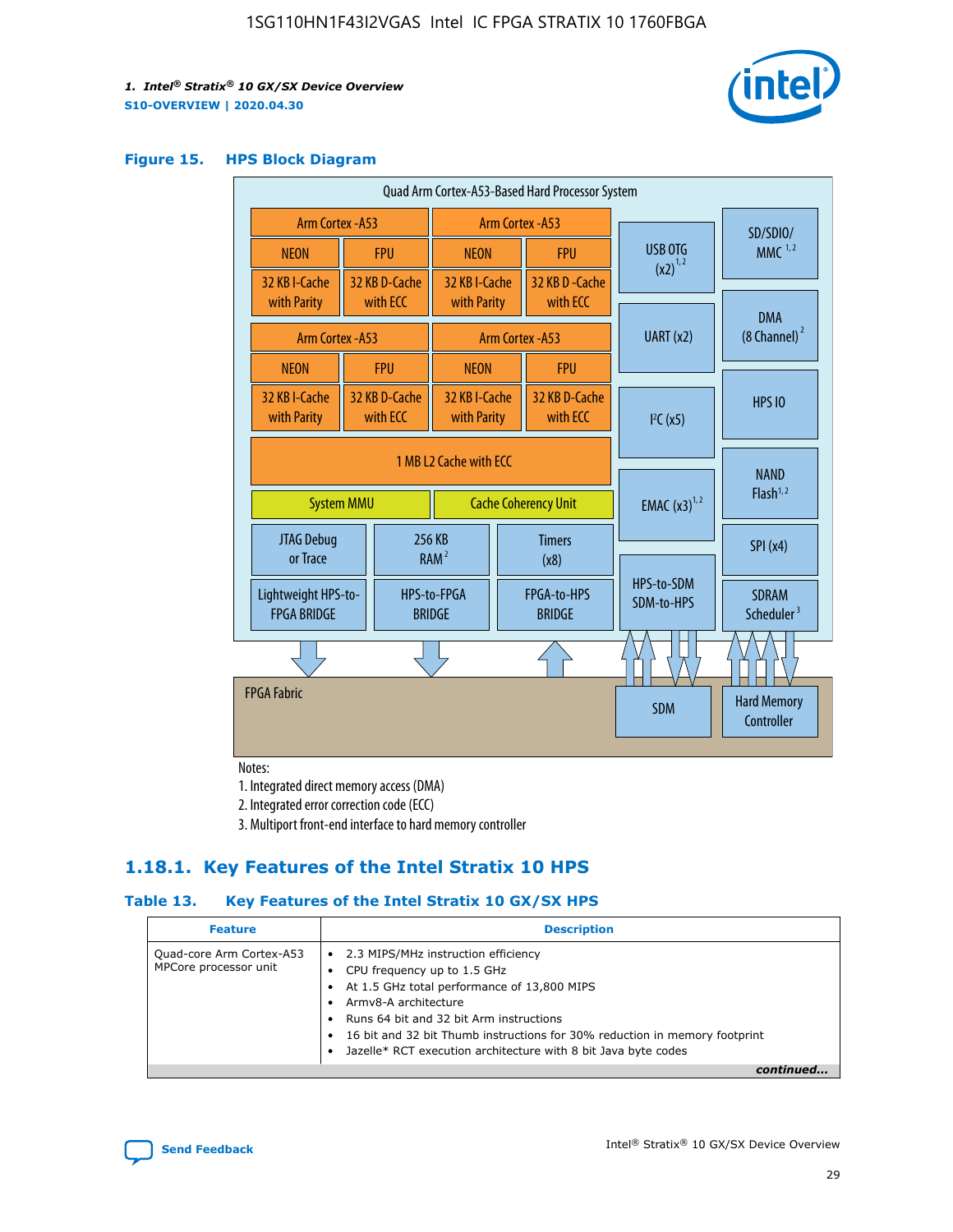## Figure 15. HPS Block Diagram

Quad Arm Cortex-A53-Based Hard Processor System

| Arm Cortex -A53 | | Arm Cortex -A53 | |
|---|---|---|---|
| NEON | FPU | NEON | FPU |
| 32 KB I-Cache with Parity | 32 KB D-Cache with ECC | 32 KB I-Cache with Parity | 32 KB D -Cache with ECC |
| Arm Cortex -A53 | | Arm Cortex -A53 | |
| NEON | FPU | NEON | FPU |
| 32 KB I-Cache with Parity | 32 KB D-Cache with ECC | 32 KB I-Cache with Parity | 32 KB D-Cache with ECC |

1 MB L2 Cache with ECC

System MMU | Cache Coherency Unit

JTAG Debug or Trace | 256 KB RAM [2] | Timers (x8)

Lightweight HPS-to-FPGA BRIDGE | HPS-to-FPGA BRIDGE | FPGA-to-HPS BRIDGE

USB OTG (x2)[1,2] | SD/SDIO/MMC [1,2] | UART (x2) | DMA (8 Channel)[2] | I²C (x5) | HPS IO | EMAC (x3)[1,2] | NAND Flash[1,2] | SPI (x4) | HPS-to-SDM SDM-to-HPS | SDRAM Scheduler[3]

FPGA Fabric | SDM | Hard Memory Controller

Notes:

1. Integrated direct memory access (DMA)
2. Integrated error correction code (ECC)
3. Multiport front-end interface to hard memory controller

## 1.18.1. Key Features of the Intel Stratix 10 HPS

### Table 13. Key Features of the Intel Stratix 10 GX/SX HPS

| Feature | Description |
|---|---|
| Quad-core Arm Cortex-A53 MPCore processor unit | • 2.3 MIPS/MHz instruction efficiency<br>• CPU frequency up to 1.5 GHz<br>• At 1.5 GHz total performance of 13,800 MIPS<br>• Armv8-A architecture<br>• Runs 64 bit and 32 bit Arm instructions<br>• 16 bit and 32 bit Thumb instructions for 30% reduction in memory footprint<br>• Jazelle* RCT execution architecture with 8 bit Java byte codes |

*continued...*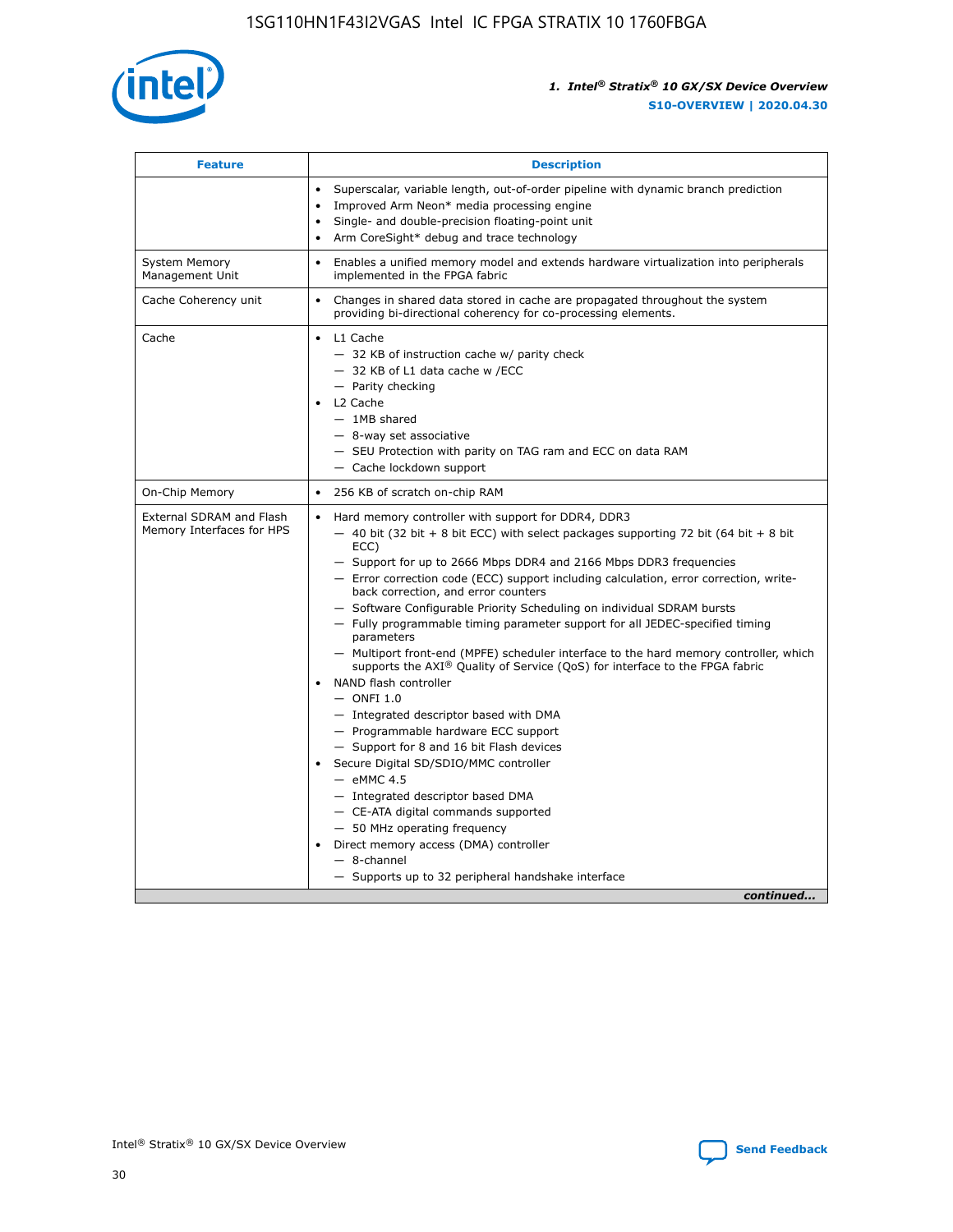| Feature | Description |
| --- | --- |
| | • Superscalar, variable length, out-of-order pipeline with dynamic branch prediction<br>• Improved Arm Neon* media processing engine<br>• Single- and double-precision floating-point unit<br>• Arm CoreSight* debug and trace technology |
| System Memory Management Unit | • Enables a unified memory model and extends hardware virtualization into peripherals implemented in the FPGA fabric |
| Cache Coherency unit | • Changes in shared data stored in cache are propagated throughout the system providing bi-directional coherency for co-processing elements. |
| Cache | • L1 Cache<br>— 32 KB of instruction cache w/ parity check<br>— 32 KB of L1 data cache w /ECC<br>— Parity checking<br>• L2 Cache<br>— 1MB shared<br>— 8-way set associative<br>— SEU Protection with parity on TAG ram and ECC on data RAM<br>— Cache lockdown support |
| On-Chip Memory | • 256 KB of scratch on-chip RAM |
| External SDRAM and Flash Memory Interfaces for HPS | • Hard memory controller with support for DDR4, DDR3<br>— 40 bit (32 bit + 8 bit ECC) with select packages supporting 72 bit (64 bit + 8 bit ECC)<br>— Support for up to 2666 Mbps DDR4 and 2166 Mbps DDR3 frequencies<br>— Error correction code (ECC) support including calculation, error correction, write-back correction, and error counters<br>— Software Configurable Priority Scheduling on individual SDRAM bursts<br>— Fully programmable timing parameter support for all JEDEC-specified timing parameters<br>— Multiport front-end (MPFE) scheduler interface to the hard memory controller, which supports the AXI® Quality of Service (QoS) for interface to the FPGA fabric<br>• NAND flash controller<br>— ONFI 1.0<br>— Integrated descriptor based with DMA<br>— Programmable hardware ECC support<br>— Support for 8 and 16 bit Flash devices<br>• Secure Digital SD/SDIO/MMC controller<br>— eMMC 4.5<br>— Integrated descriptor based DMA<br>— CE-ATA digital commands supported<br>— 50 MHz operating frequency<br>• Direct memory access (DMA) controller<br>— 8-channel<br>— Supports up to 32 peripheral handshake interface |

*continued...*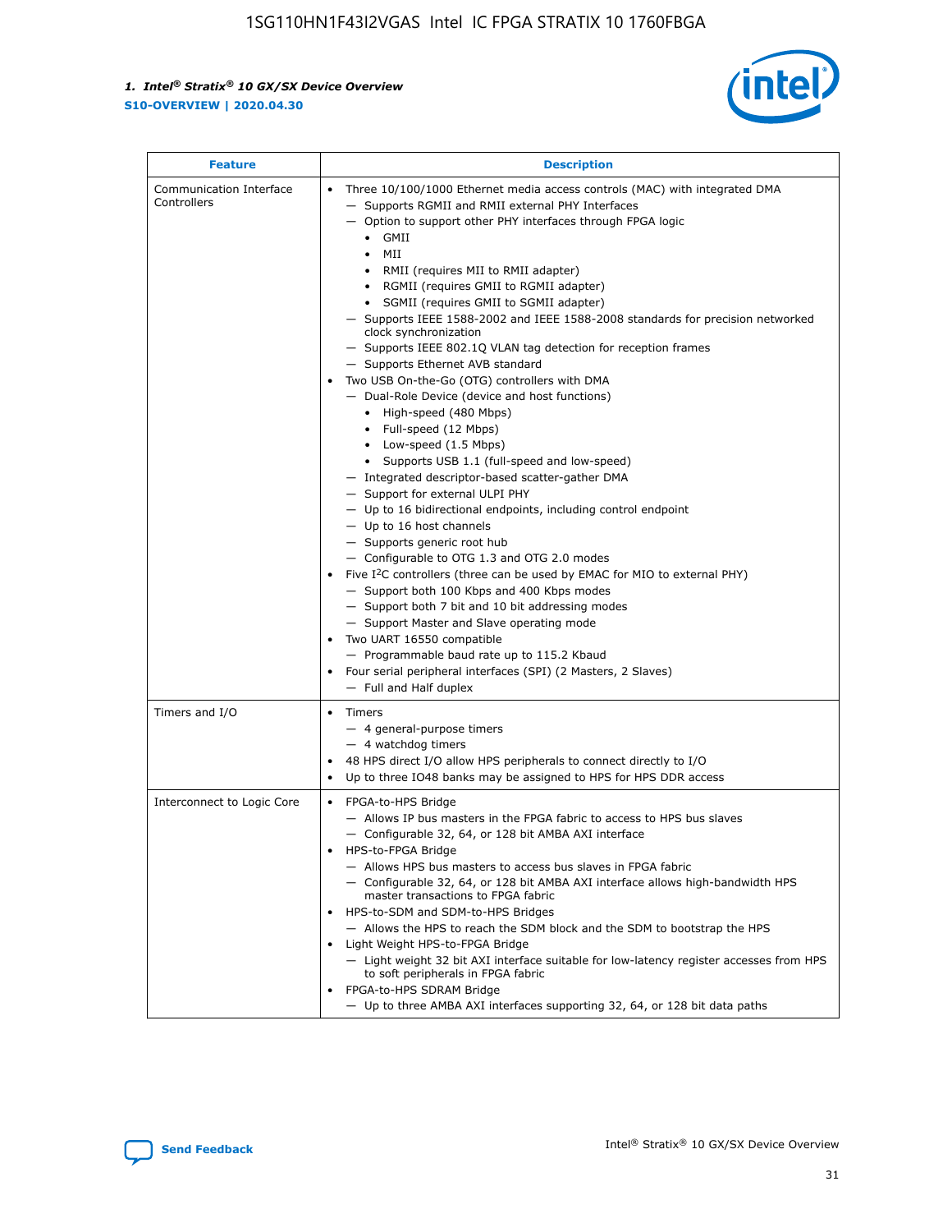| Feature | Description |
| --- | --- |
| Communication Interface Controllers | • Three 10/100/1000 Ethernet media access controls (MAC) with integrated DMA<br>— Supports RGMII and RMII external PHY Interfaces<br>— Option to support other PHY interfaces through FPGA logic<br>• GMII<br>• MII<br>• RMII (requires MII to RMII adapter)<br>• RGMII (requires GMII to RGMII adapter)<br>• SGMII (requires GMII to SGMII adapter)<br>— Supports IEEE 1588-2002 and IEEE 1588-2008 standards for precision networked clock synchronization<br>— Supports IEEE 802.1Q VLAN tag detection for reception frames<br>— Supports Ethernet AVB standard<br>• Two USB On-the-Go (OTG) controllers with DMA<br>— Dual-Role Device (device and host functions)<br>• High-speed (480 Mbps)<br>• Full-speed (12 Mbps)<br>• Low-speed (1.5 Mbps)<br>• Supports USB 1.1 (full-speed and low-speed)<br>— Integrated descriptor-based scatter-gather DMA<br>— Support for external ULPI PHY<br>— Up to 16 bidirectional endpoints, including control endpoint<br>— Up to 16 host channels<br>— Supports generic root hub<br>— Configurable to OTG 1.3 and OTG 2.0 modes<br>• Five I$^2$C controllers (three can be used by EMAC for MIO to external PHY)<br>— Support both 100 Kbps and 400 Kbps modes<br>— Support both 7 bit and 10 bit addressing modes<br>— Support Master and Slave operating mode<br>• Two UART 16550 compatible<br>— Programmable baud rate up to 115.2 Kbaud<br>• Four serial peripheral interfaces (SPI) (2 Masters, 2 Slaves)<br>— Full and Half duplex |
| Timers and I/O | • Timers<br>— 4 general-purpose timers<br>— 4 watchdog timers<br>• 48 HPS direct I/O allow HPS peripherals to connect directly to I/O<br>• Up to three IO48 banks may be assigned to HPS for HPS DDR access |
| Interconnect to Logic Core | • FPGA-to-HPS Bridge<br>— Allows IP bus masters in the FPGA fabric to access to HPS bus slaves<br>— Configurable 32, 64, or 128 bit AMBA AXI interface<br>• HPS-to-FPGA Bridge<br>— Allows HPS bus masters to access bus slaves in FPGA fabric<br>— Configurable 32, 64, or 128 bit AMBA AXI interface allows high-bandwidth HPS master transactions to FPGA fabric<br>• HPS-to-SDM and SDM-to-HPS Bridges<br>— Allows the HPS to reach the SDM block and the SDM to bootstrap the HPS<br>• Light Weight HPS-to-FPGA Bridge<br>— Light weight 32 bit AXI interface suitable for low-latency register accesses from HPS to soft peripherals in FPGA fabric<br>• FPGA-to-HPS SDRAM Bridge<br>— Up to three AMBA AXI interfaces supporting 32, 64, or 128 bit data paths |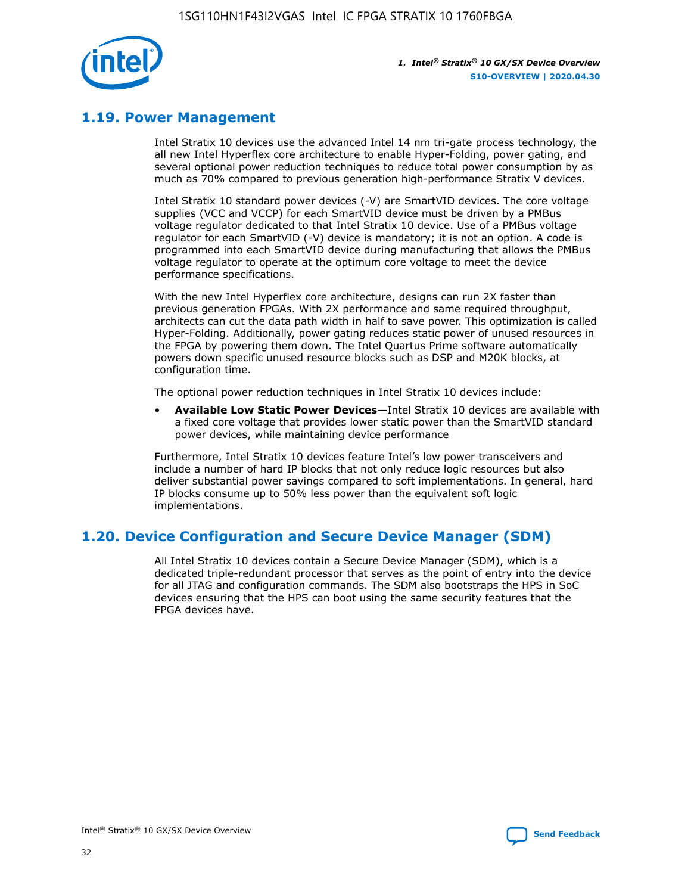## 1.19. Power Management

Intel Stratix 10 devices use the advanced Intel 14 nm tri-gate process technology, the all new Intel Hyperflex core architecture to enable Hyper-Folding, power gating, and several optional power reduction techniques to reduce total power consumption by as much as 70% compared to previous generation high-performance Stratix V devices.

Intel Stratix 10 standard power devices (-V) are SmartVID devices. The core voltage supplies (VCC and VCCP) for each SmartVID device must be driven by a PMBus voltage regulator dedicated to that Intel Stratix 10 device. Use of a PMBus voltage regulator for each SmartVID (-V) device is mandatory; it is not an option. A code is programmed into each SmartVID device during manufacturing that allows the PMBus voltage regulator to operate at the optimum core voltage to meet the device performance specifications.

With the new Intel Hyperflex core architecture, designs can run 2X faster than previous generation FPGAs. With 2X performance and same required throughput, architects can cut the data path width in half to save power. This optimization is called Hyper-Folding. Additionally, power gating reduces static power of unused resources in the FPGA by powering them down. The Intel Quartus Prime software automatically powers down specific unused resource blocks such as DSP and M20K blocks, at configuration time.

The optional power reduction techniques in Intel Stratix 10 devices include:

- **Available Low Static Power Devices**—Intel Stratix 10 devices are available with a fixed core voltage that provides lower static power than the SmartVID standard power devices, while maintaining device performance

Furthermore, Intel Stratix 10 devices feature Intel's low power transceivers and include a number of hard IP blocks that not only reduce logic resources but also deliver substantial power savings compared to soft implementations. In general, hard IP blocks consume up to 50% less power than the equivalent soft logic implementations.

## 1.20. Device Configuration and Secure Device Manager (SDM)

All Intel Stratix 10 devices contain a Secure Device Manager (SDM), which is a dedicated triple-redundant processor that serves as the point of entry into the device for all JTAG and configuration commands. The SDM also bootstraps the HPS in SoC devices ensuring that the HPS can boot using the same security features that the FPGA devices have.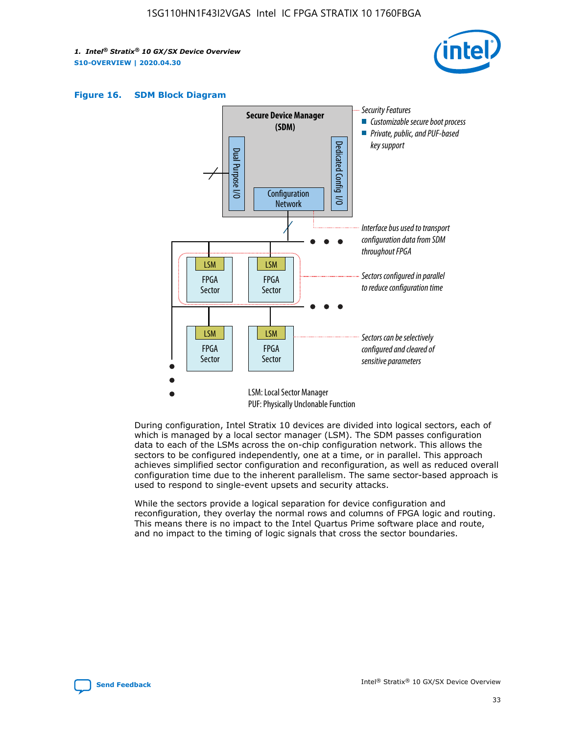**Figure 16. SDM Block Diagram**

Secure Device Manager (SDM)

Dual Purpose I/O

Dedicated Config I/O

Configuration Network

Security Features
- Customizable secure boot process
- Private, public, and PUF-based key support

Interface bus used to transport configuration data from SDM throughout FPGA

Sectors configured in parallel to reduce configuration time

Sectors can be selectively configured and cleared of sensitive parameters

LSM: Local Sector Manager
PUF: Physically Unclonable Function

During configuration, Intel Stratix 10 devices are divided into logical sectors, each of which is managed by a local sector manager (LSM). The SDM passes configuration data to each of the LSMs across the on-chip configuration network. This allows the sectors to be configured independently, one at a time, or in parallel. This approach achieves simplified sector configuration and reconfiguration, as well as reduced overall configuration time due to the inherent parallelism. The same sector-based approach is used to respond to single-event upsets and security attacks.

While the sectors provide a logical separation for device configuration and reconfiguration, they overlay the normal rows and columns of FPGA logic and routing. This means there is no impact to the Intel Quartus Prime software place and route, and no impact to the timing of logic signals that cross the sector boundaries.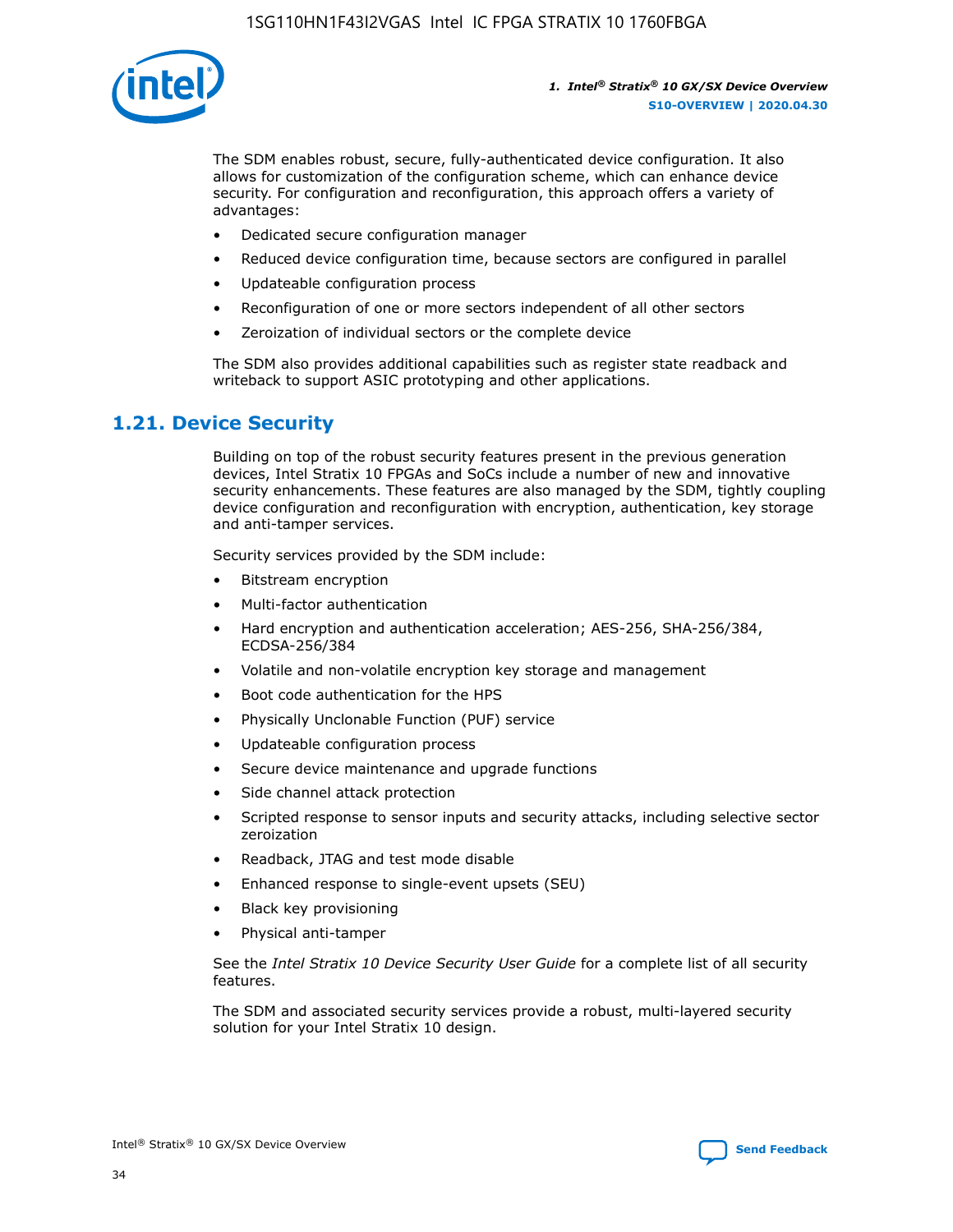The SDM enables robust, secure, fully-authenticated device configuration. It also allows for customization of the configuration scheme, which can enhance device security. For configuration and reconfiguration, this approach offers a variety of advantages:

- Dedicated secure configuration manager
- Reduced device configuration time, because sectors are configured in parallel
- Updateable configuration process
- Reconfiguration of one or more sectors independent of all other sectors
- Zeroization of individual sectors or the complete device

The SDM also provides additional capabilities such as register state readback and writeback to support ASIC prototyping and other applications.

## 1.21. Device Security

Building on top of the robust security features present in the previous generation devices, Intel Stratix 10 FPGAs and SoCs include a number of new and innovative security enhancements. These features are also managed by the SDM, tightly coupling device configuration and reconfiguration with encryption, authentication, key storage and anti-tamper services.

Security services provided by the SDM include:

- Bitstream encryption
- Multi-factor authentication
- Hard encryption and authentication acceleration; AES-256, SHA-256/384, ECDSA-256/384
- Volatile and non-volatile encryption key storage and management
- Boot code authentication for the HPS
- Physically Unclonable Function (PUF) service
- Updateable configuration process
- Secure device maintenance and upgrade functions
- Side channel attack protection
- Scripted response to sensor inputs and security attacks, including selective sector zeroization
- Readback, JTAG and test mode disable
- Enhanced response to single-event upsets (SEU)
- Black key provisioning
- Physical anti-tamper

See the *Intel Stratix 10 Device Security User Guide* for a complete list of all security features.

The SDM and associated security services provide a robust, multi-layered security solution for your Intel Stratix 10 design.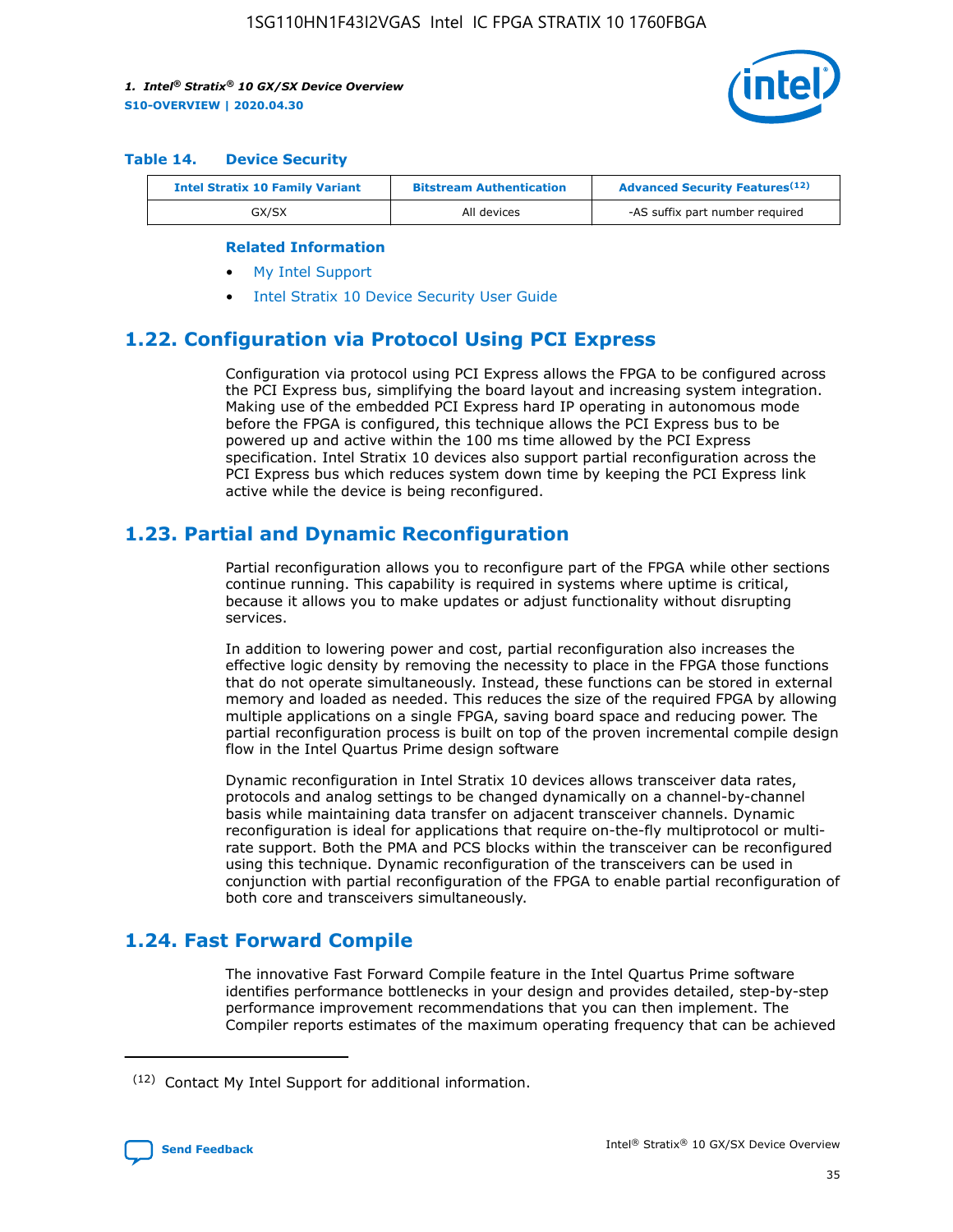**Table 14. Device Security**

| Intel Stratix 10 Family Variant | Bitstream Authentication | Advanced Security Features[12] |
|---|---|---|
| GX/SX | All devices | -AS suffix part number required |

**Related Information**

- My Intel Support
- Intel Stratix 10 Device Security User Guide

## 1.22. Configuration via Protocol Using PCI Express

Configuration via protocol using PCI Express allows the FPGA to be configured across the PCI Express bus, simplifying the board layout and increasing system integration. Making use of the embedded PCI Express hard IP operating in autonomous mode before the FPGA is configured, this technique allows the PCI Express bus to be powered up and active within the 100 ms time allowed by the PCI Express specification. Intel Stratix 10 devices also support partial reconfiguration across the PCI Express bus which reduces system down time by keeping the PCI Express link active while the device is being reconfigured.

## 1.23. Partial and Dynamic Reconfiguration

Partial reconfiguration allows you to reconfigure part of the FPGA while other sections continue running. This capability is required in systems where uptime is critical, because it allows you to make updates or adjust functionality without disrupting services.

In addition to lowering power and cost, partial reconfiguration also increases the effective logic density by removing the necessity to place in the FPGA those functions that do not operate simultaneously. Instead, these functions can be stored in external memory and loaded as needed. This reduces the size of the required FPGA by allowing multiple applications on a single FPGA, saving board space and reducing power. The partial reconfiguration process is built on top of the proven incremental compile design flow in the Intel Quartus Prime design software

Dynamic reconfiguration in Intel Stratix 10 devices allows transceiver data rates, protocols and analog settings to be changed dynamically on a channel-by-channel basis while maintaining data transfer on adjacent transceiver channels. Dynamic reconfiguration is ideal for applications that require on-the-fly multiprotocol or multi-rate support. Both the PMA and PCS blocks within the transceiver can be reconfigured using this technique. Dynamic reconfiguration of the transceivers can be used in conjunction with partial reconfiguration of the FPGA to enable partial reconfiguration of both core and transceivers simultaneously.

## 1.24. Fast Forward Compile

The innovative Fast Forward Compile feature in the Intel Quartus Prime software identifies performance bottlenecks in your design and provides detailed, step-by-step performance improvement recommendations that you can then implement. The Compiler reports estimates of the maximum operating frequency that can be achieved

[12] Contact My Intel Support for additional information.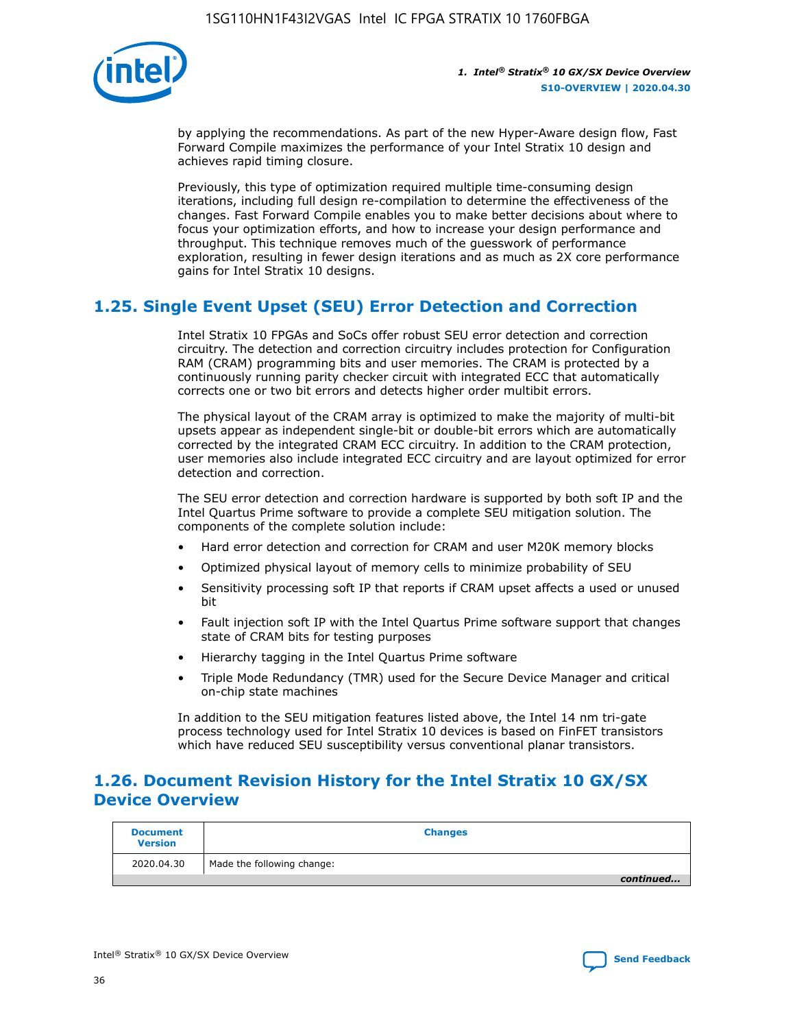by applying the recommendations. As part of the new Hyper-Aware design flow, Fast Forward Compile maximizes the performance of your Intel Stratix 10 design and achieves rapid timing closure.

Previously, this type of optimization required multiple time-consuming design iterations, including full design re-compilation to determine the effectiveness of the changes. Fast Forward Compile enables you to make better decisions about where to focus your optimization efforts, and how to increase your design performance and throughput. This technique removes much of the guesswork of performance exploration, resulting in fewer design iterations and as much as 2X core performance gains for Intel Stratix 10 designs.

## 1.25. Single Event Upset (SEU) Error Detection and Correction

Intel Stratix 10 FPGAs and SoCs offer robust SEU error detection and correction circuitry. The detection and correction circuitry includes protection for Configuration RAM (CRAM) programming bits and user memories. The CRAM is protected by a continuously running parity checker circuit with integrated ECC that automatically corrects one or two bit errors and detects higher order multibit errors.

The physical layout of the CRAM array is optimized to make the majority of multi-bit upsets appear as independent single-bit or double-bit errors which are automatically corrected by the integrated CRAM ECC circuitry. In addition to the CRAM protection, user memories also include integrated ECC circuitry and are layout optimized for error detection and correction.

The SEU error detection and correction hardware is supported by both soft IP and the Intel Quartus Prime software to provide a complete SEU mitigation solution. The components of the complete solution include:

- Hard error detection and correction for CRAM and user M20K memory blocks
- Optimized physical layout of memory cells to minimize probability of SEU
- Sensitivity processing soft IP that reports if CRAM upset affects a used or unused bit
- Fault injection soft IP with the Intel Quartus Prime software support that changes state of CRAM bits for testing purposes
- Hierarchy tagging in the Intel Quartus Prime software
- Triple Mode Redundancy (TMR) used for the Secure Device Manager and critical on-chip state machines

In addition to the SEU mitigation features listed above, the Intel 14 nm tri-gate process technology used for Intel Stratix 10 devices is based on FinFET transistors which have reduced SEU susceptibility versus conventional planar transistors.

## 1.26. Document Revision History for the Intel Stratix 10 GX/SX Device Overview

| Document Version | Changes |
|---|---|
| 2020.04.30 | Made the following change: |

*continued...*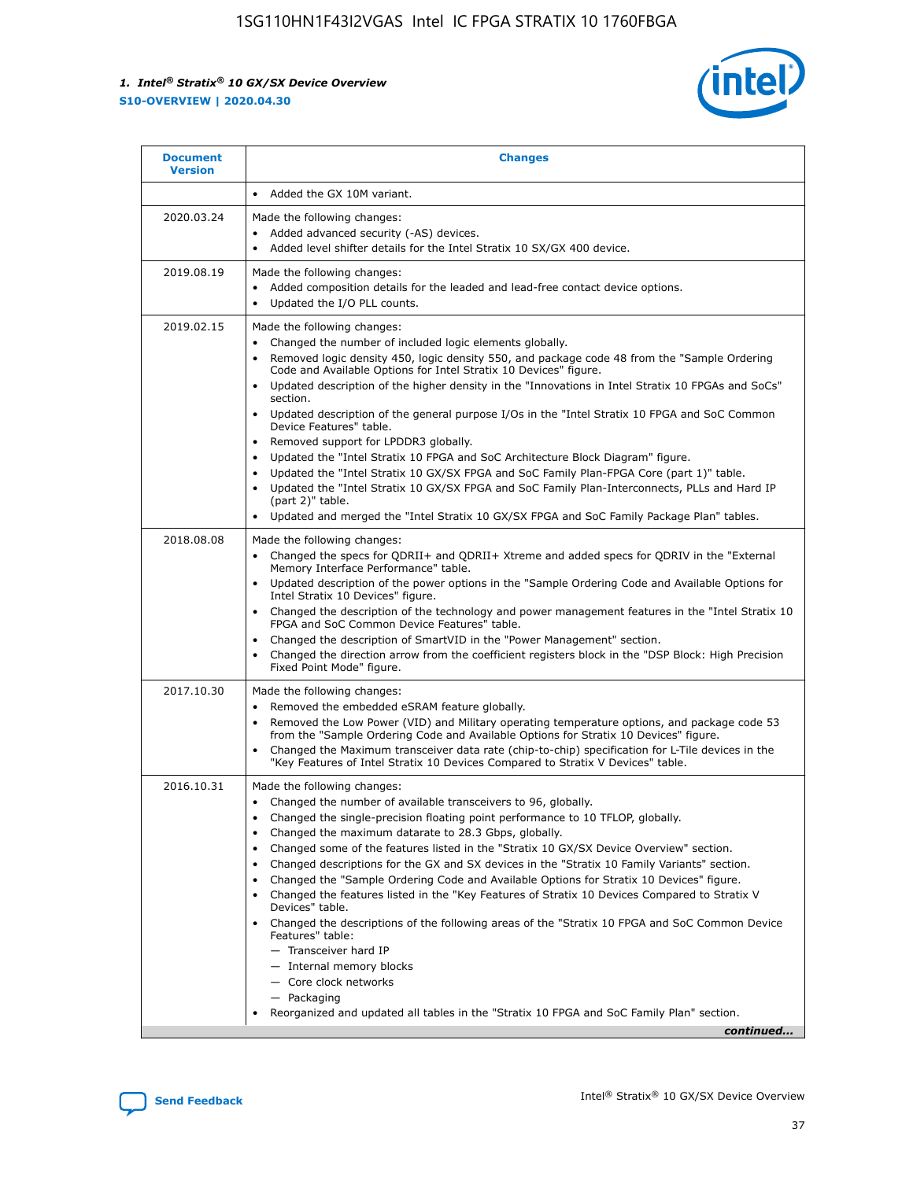| Document Version | Changes |
| --- | --- |
| | • Added the GX 10M variant. |
| 2020.03.24 | Made the following changes:<br>• Added advanced security (-AS) devices.<br>• Added level shifter details for the Intel Stratix 10 SX/GX 400 device. |
| 2019.08.19 | Made the following changes:<br>• Added composition details for the leaded and lead-free contact device options.<br>• Updated the I/O PLL counts. |
| 2019.02.15 | Made the following changes:<br>• Changed the number of included logic elements globally.<br>• Removed logic density 450, logic density 550, and package code 48 from the "Sample Ordering Code and Available Options for Intel Stratix 10 Devices" figure.<br>• Updated description of the higher density in the "Innovations in Intel Stratix 10 FPGAs and SoCs" section.<br>• Updated description of the general purpose I/Os in the "Intel Stratix 10 FPGA and SoC Common Device Features" table.<br>• Removed support for LPDDR3 globally.<br>• Updated the "Intel Stratix 10 FPGA and SoC Architecture Block Diagram" figure.<br>• Updated the "Intel Stratix 10 GX/SX FPGA and SoC Family Plan-FPGA Core (part 1)" table.<br>• Updated the "Intel Stratix 10 GX/SX FPGA and SoC Family Plan-Interconnects, PLLs and Hard IP (part 2)" table.<br>• Updated and merged the "Intel Stratix 10 GX/SX FPGA and SoC Family Package Plan" tables. |
| 2018.08.08 | Made the following changes:<br>• Changed the specs for QDRII+ and QDRII+ Xtreme and added specs for QDRIV in the "External Memory Interface Performance" table.<br>• Updated description of the power options in the "Sample Ordering Code and Available Options for Intel Stratix 10 Devices" figure.<br>• Changed the description of the technology and power management features in the "Intel Stratix 10 FPGA and SoC Common Device Features" table.<br>• Changed the description of SmartVID in the "Power Management" section.<br>• Changed the direction arrow from the coefficient registers block in the "DSP Block: High Precision Fixed Point Mode" figure. |
| 2017.10.30 | Made the following changes:<br>• Removed the embedded eSRAM feature globally.<br>• Removed the Low Power (VID) and Military operating temperature options, and package code 53 from the "Sample Ordering Code and Available Options for Stratix 10 Devices" figure.<br>• Changed the Maximum transceiver data rate (chip-to-chip) specification for L-Tile devices in the "Key Features of Intel Stratix 10 Devices Compared to Stratix V Devices" table. |
| 2016.10.31 | Made the following changes:<br>• Changed the number of available transceivers to 96, globally.<br>• Changed the single-precision floating point performance to 10 TFLOP, globally.<br>• Changed the maximum datarate to 28.3 Gbps, globally.<br>• Changed some of the features listed in the "Stratix 10 GX/SX Device Overview" section.<br>• Changed descriptions for the GX and SX devices in the "Stratix 10 Family Variants" section.<br>• Changed the "Sample Ordering Code and Available Options for Stratix 10 Devices" figure.<br>• Changed the features listed in the "Key Features of Stratix 10 Devices Compared to Stratix V Devices" table.<br>• Changed the descriptions of the following areas of the "Stratix 10 FPGA and SoC Common Device Features" table:<br>— Transceiver hard IP<br>— Internal memory blocks<br>— Core clock networks<br>— Packaging<br>• Reorganized and updated all tables in the "Stratix 10 FPGA and SoC Family Plan" section. |

*continued...*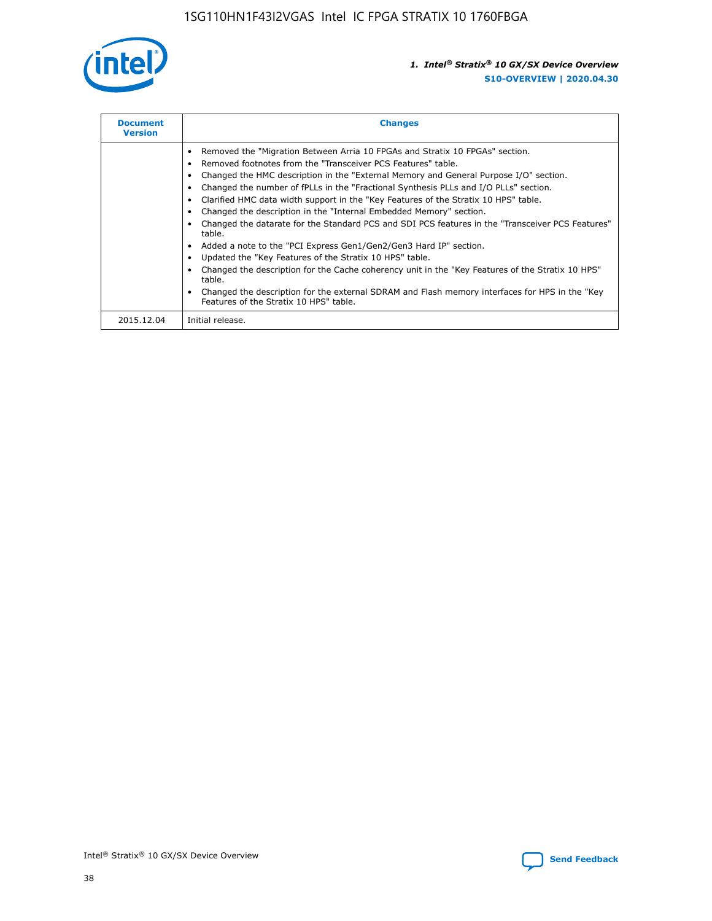| Document Version | Changes |
| --- | --- |
| | • Removed the "Migration Between Arria 10 FPGAs and Stratix 10 FPGAs" section.<br>• Removed footnotes from the "Transceiver PCS Features" table.<br>• Changed the HMC description in the "External Memory and General Purpose I/O" section.<br>• Changed the number of fPLLs in the "Fractional Synthesis PLLs and I/O PLLs" section.<br>• Clarified HMC data width support in the "Key Features of the Stratix 10 HPS" table.<br>• Changed the description in the "Internal Embedded Memory" section.<br>• Changed the datarate for the Standard PCS and SDI PCS features in the "Transceiver PCS Features" table.<br>• Added a note to the "PCI Express Gen1/Gen2/Gen3 Hard IP" section.<br>• Updated the "Key Features of the Stratix 10 HPS" table.<br>• Changed the description for the Cache coherency unit in the "Key Features of the Stratix 10 HPS" table.<br>• Changed the description for the external SDRAM and Flash memory interfaces for HPS in the "Key Features of the Stratix 10 HPS" table. |
| 2015.12.04 | Initial release. |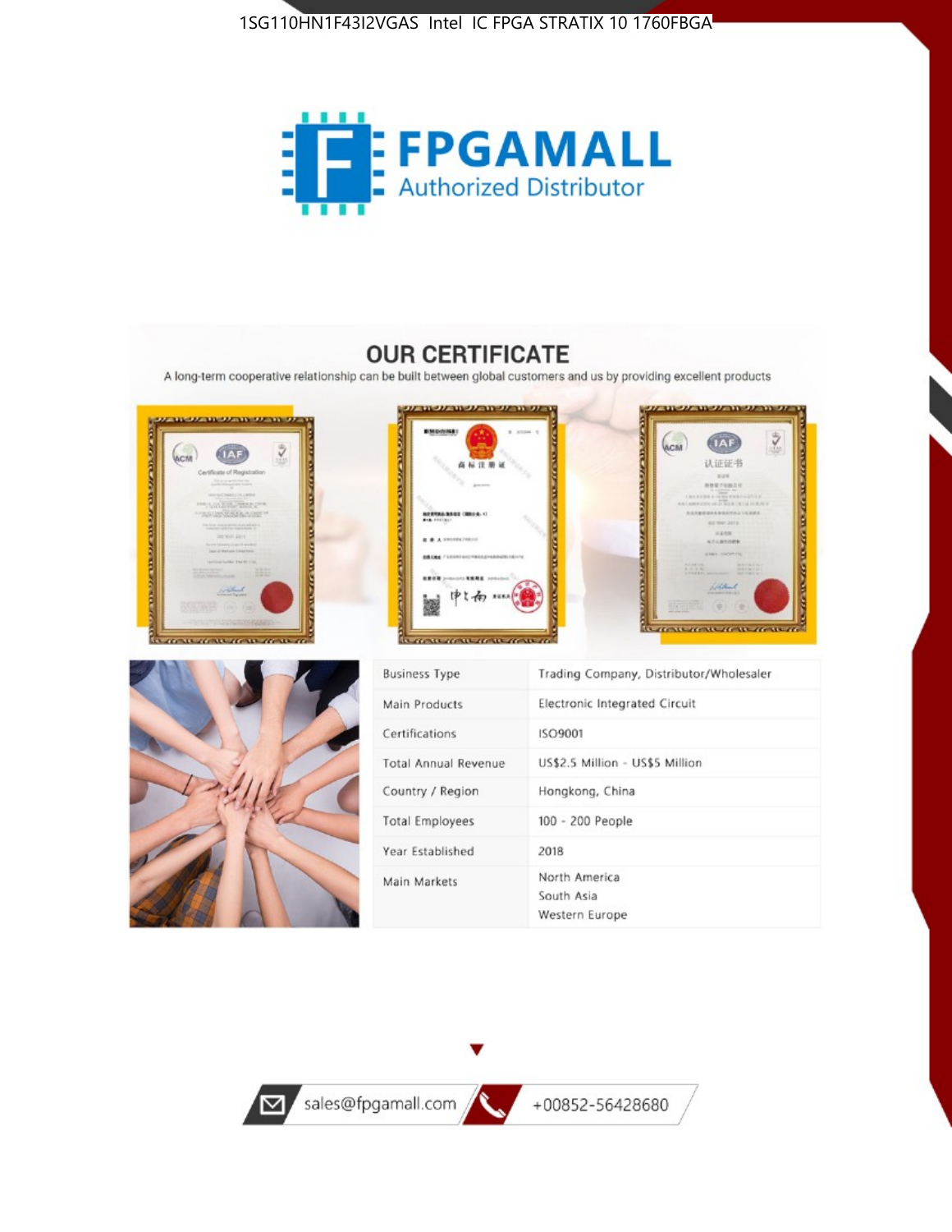FPGAMALL
Authorized Distributor

## OUR CERTIFICATE

A long-term cooperative relationship can be built between global customers and us by providing excellent products

| | |
|---|---|
| Business Type | Trading Company, Distributor/Wholesaler |
| Main Products | Electronic Integrated Circuit |
| Certifications | ISO9001 |
| Total Annual Revenue | US$2.5 Million - US$5 Million |
| Country / Region | Hongkong, China |
| Total Employees | 100 - 200 People |
| Year Established | 2018 |
| Main Markets | North America<br>South Asia<br>Western Europe |

sales@fpgamall.com

+00852-56428680